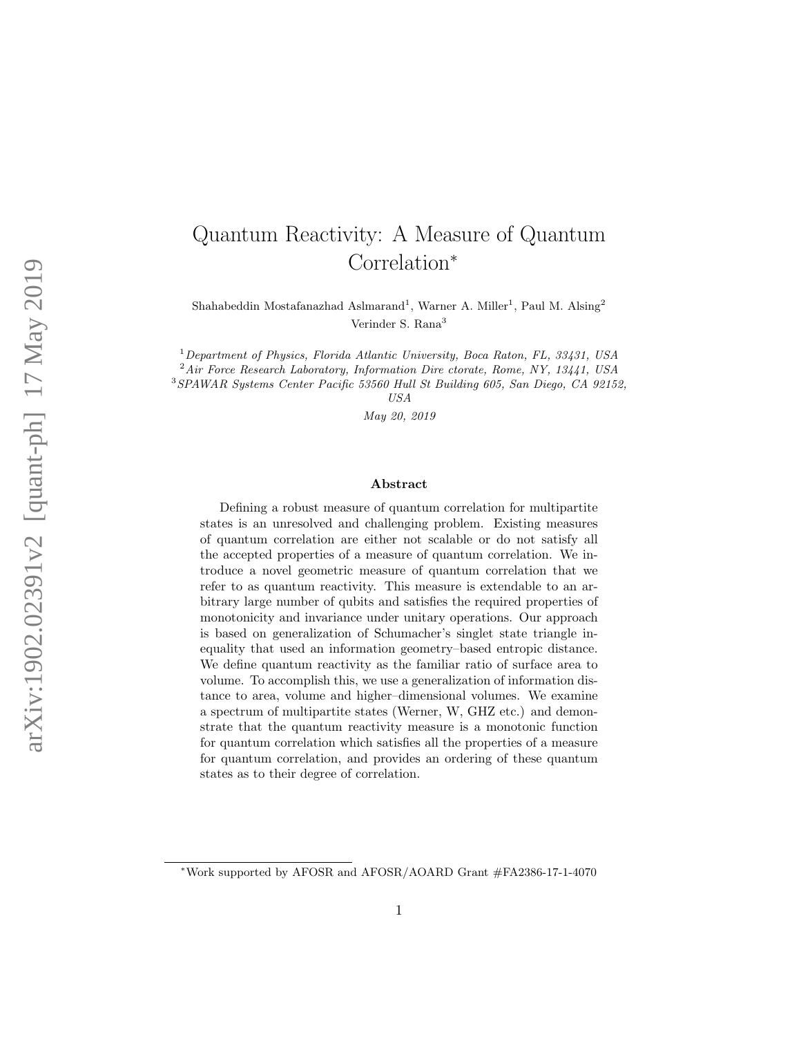# Quantum Reactivity: A Measure of Quantum Correlation*

Shahabeddin Mostafanazhad Aslmarand[1], Warner A. Miller[1], Paul M. Alsing[2]
Verinder S. Rana[3]

[1] *Department of Physics, Florida Atlantic University, Boca Raton, FL, 33431, USA*
[2] *Air Force Research Laboratory, Information Dire ctorate, Rome, NY, 13441, USA*
[3] *SPAWAR Systems Center Pacific 53560 Hull St Building 605, San Diego, CA 92152, USA*

*May 20, 2019*

### Abstract

Defining a robust measure of quantum correlation for multipartite states is an unresolved and challenging problem. Existing measures of quantum correlation are either not scalable or do not satisfy all the accepted properties of a measure of quantum correlation. We introduce a novel geometric measure of quantum correlation that we refer to as quantum reactivity. This measure is extendable to an arbitrary large number of qubits and satisfies the required properties of monotonicity and invariance under unitary operations. Our approach is based on generalization of Schumacher's singlet state triangle inequality that used an information geometry–based entropic distance. We define quantum reactivity as the familiar ratio of surface area to volume. To accomplish this, we use a generalization of information distance to area, volume and higher–dimensional volumes. We examine a spectrum of multipartite states (Werner, W, GHZ etc.) and demonstrate that the quantum reactivity measure is a monotonic function for quantum correlation which satisfies all the properties of a measure for quantum correlation, and provides an ordering of these quantum states as to their degree of correlation.

*Work supported by AFOSR and AFOSR/AOARD Grant #FA2386-17-1-4070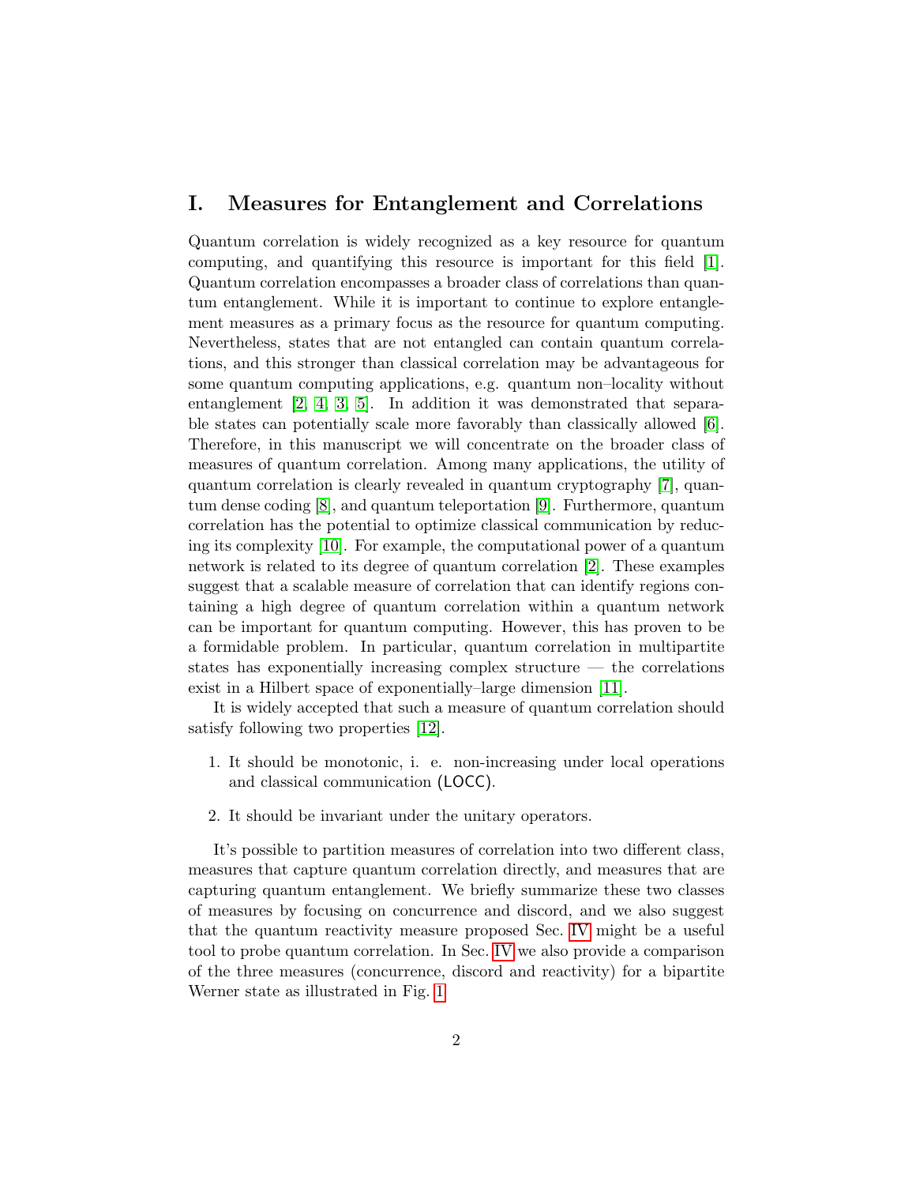# I. Measures for Entanglement and Correlations

Quantum correlation is widely recognized as a key resource for quantum computing, and quantifying this resource is important for this field [1]. Quantum correlation encompasses a broader class of correlations than quantum entanglement. While it is important to continue to explore entanglement measures as a primary focus as the resource for quantum computing. Nevertheless, states that are not entangled can contain quantum correlations, and this stronger than classical correlation may be advantageous for some quantum computing applications, e.g. quantum non–locality without entanglement [2, 4, 3, 5]. In addition it was demonstrated that separable states can potentially scale more favorably than classically allowed [6]. Therefore, in this manuscript we will concentrate on the broader class of measures of quantum correlation. Among many applications, the utility of quantum correlation is clearly revealed in quantum cryptography [7], quantum dense coding [8], and quantum teleportation [9]. Furthermore, quantum correlation has the potential to optimize classical communication by reducing its complexity [10]. For example, the computational power of a quantum network is related to its degree of quantum correlation [2]. These examples suggest that a scalable measure of correlation that can identify regions containing a high degree of quantum correlation within a quantum network can be important for quantum computing. However, this has proven to be a formidable problem. In particular, quantum correlation in multipartite states has exponentially increasing complex structure — the correlations exist in a Hilbert space of exponentially–large dimension [11].

It is widely accepted that such a measure of quantum correlation should satisfy following two properties [12].

1. It should be monotonic, i. e. non-increasing under local operations and classical communication (LOCC).
2. It should be invariant under the unitary operators.

It's possible to partition measures of correlation into two different class, measures that capture quantum correlation directly, and measures that are capturing quantum entanglement. We briefly summarize these two classes of measures by focusing on concurrence and discord, and we also suggest that the quantum reactivity measure proposed Sec. IV might be a useful tool to probe quantum correlation. In Sec. IV we also provide a comparison of the three measures (concurrence, discord and reactivity) for a bipartite Werner state as illustrated in Fig. 1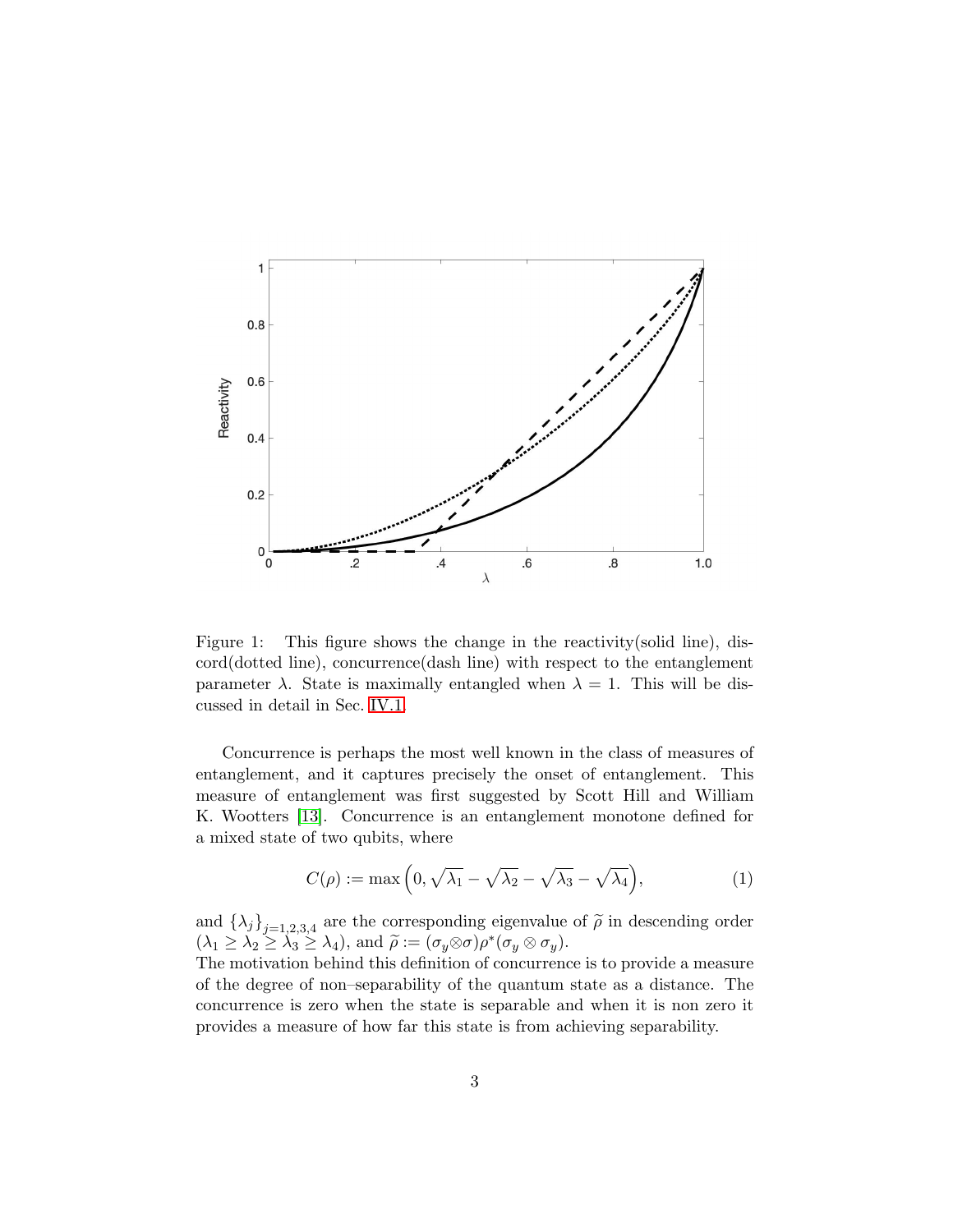Figure 1: This figure shows the change in the reactivity(solid line), discord(dotted line), concurrence(dash line) with respect to the entanglement parameter $\lambda$. State is maximally entangled when $\lambda = 1$. This will be discussed in detail in Sec. IV.1.

Concurrence is perhaps the most well known in the class of measures of entanglement, and it captures precisely the onset of entanglement. This measure of entanglement was first suggested by Scott Hill and William K. Wootters [13]. Concurrence is an entanglement monotone defined for a mixed state of two qubits, where

$$C(\rho) := \max\Big(0, \sqrt{\lambda_1} - \sqrt{\lambda_2} - \sqrt{\lambda_3} - \sqrt{\lambda_4}\Big), \tag{1}$$

and $\{\lambda_j\}_{j=1,2,3,4}$ are the corresponding eigenvalue of $\widetilde{\rho}$ in descending order ($\lambda_1 \geq \lambda_2 \geq \lambda_3 \geq \lambda_4$), and $\widetilde{\rho} := (\sigma_y \otimes \sigma)\rho^*(\sigma_y \otimes \sigma_y)$.
The motivation behind this definition of concurrence is to provide a measure of the degree of non–separability of the quantum state as a distance. The concurrence is zero when the state is separable and when it is non zero it provides a measure of how far this state is from achieving separability.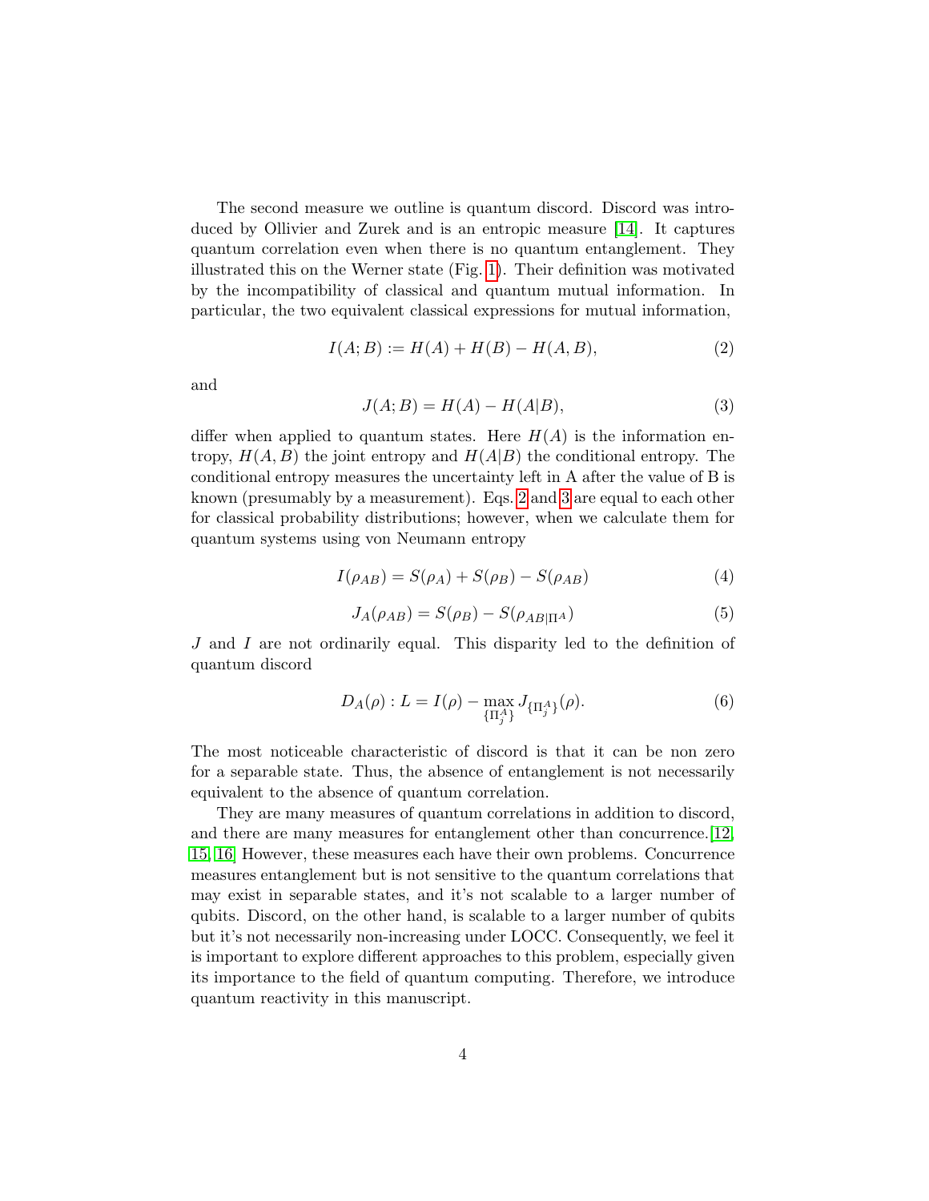The second measure we outline is quantum discord. Discord was introduced by Ollivier and Zurek and is an entropic measure [14]. It captures quantum correlation even when there is no quantum entanglement. They illustrated this on the Werner state (Fig. 1). Their definition was motivated by the incompatibility of classical and quantum mutual information. In particular, the two equivalent classical expressions for mutual information,

$$I(A;B) := H(A) + H(B) - H(A,B), \tag{2}$$

and

$$J(A;B) = H(A) - H(A|B), \tag{3}$$

differ when applied to quantum states. Here $H(A)$ is the information entropy, $H(A,B)$ the joint entropy and $H(A|B)$ the conditional entropy. The conditional entropy measures the uncertainty left in A after the value of B is known (presumably by a measurement). Eqs. 2 and 3 are equal to each other for classical probability distributions; however, when we calculate them for quantum systems using von Neumann entropy

$$I(\rho_{AB}) = S(\rho_A) + S(\rho_B) - S(\rho_{AB}) \tag{4}$$

$$J_A(\rho_{AB}) = S(\rho_B) - S(\rho_{AB|\Pi^A}) \tag{5}$$

$J$ and $I$ are not ordinarily equal. This disparity led to the definition of quantum discord

$$D_A(\rho) : L = I(\rho) - \max_{\{\Pi_j^A\}} J_{\{\Pi_j^A\}}(\rho). \tag{6}$$

The most noticeable characteristic of discord is that it can be non zero for a separable state. Thus, the absence of entanglement is not necessarily equivalent to the absence of quantum correlation.

They are many measures of quantum correlations in addition to discord, and there are many measures for entanglement other than concurrence.[12, 15, 16] However, these measures each have their own problems. Concurrence measures entanglement but is not sensitive to the quantum correlations that may exist in separable states, and it's not scalable to a larger number of qubits. Discord, on the other hand, is scalable to a larger number of qubits but it's not necessarily non-increasing under LOCC. Consequently, we feel it is important to explore different approaches to this problem, especially given its importance to the field of quantum computing. Therefore, we introduce quantum reactivity in this manuscript.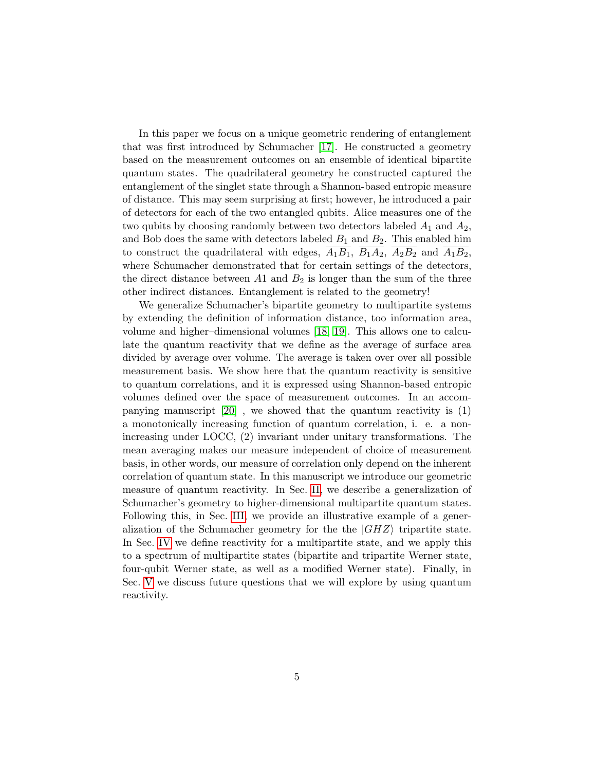In this paper we focus on a unique geometric rendering of entanglement that was first introduced by Schumacher [17]. He constructed a geometry based on the measurement outcomes on an ensemble of identical bipartite quantum states. The quadrilateral geometry he constructed captured the entanglement of the singlet state through a Shannon-based entropic measure of distance. This may seem surprising at first; however, he introduced a pair of detectors for each of the two entangled qubits. Alice measures one of the two qubits by choosing randomly between two detectors labeled $A_1$ and $A_2$, and Bob does the same with detectors labeled $B_1$ and $B_2$. This enabled him to construct the quadrilateral with edges, $\overline{A_1B_1}$, $\overline{B_1A_2}$, $\overline{A_2B_2}$ and $\overline{A_1B_2}$, where Schumacher demonstrated that for certain settings of the detectors, the direct distance between $A1$ and $B_2$ is longer than the sum of the three other indirect distances. Entanglement is related to the geometry!

We generalize Schumacher's bipartite geometry to multipartite systems by extending the definition of information distance, too information area, volume and higher–dimensional volumes [18, 19]. This allows one to calculate the quantum reactivity that we define as the average of surface area divided by average over volume. The average is taken over over all possible measurement basis. We show here that the quantum reactivity is sensitive to quantum correlations, and it is expressed using Shannon-based entropic volumes defined over the space of measurement outcomes. In an accompanying manuscript [20] , we showed that the quantum reactivity is (1) a monotonically increasing function of quantum correlation, i. e. a non-increasing under LOCC, (2) invariant under unitary transformations. The mean averaging makes our measure independent of choice of measurement basis, in other words, our measure of correlation only depend on the inherent correlation of quantum state. In this manuscript we introduce our geometric measure of quantum reactivity. In Sec. II, we describe a generalization of Schumacher's geometry to higher-dimensional multipartite quantum states. Following this, in Sec. III, we provide an illustrative example of a generalization of the Schumacher geometry for the the $|GHZ\rangle$ tripartite state. In Sec. IV we define reactivity for a multipartite state, and we apply this to a spectrum of multipartite states (bipartite and tripartite Werner state, four-qubit Werner state, as well as a modified Werner state). Finally, in Sec. V we discuss future questions that we will explore by using quantum reactivity.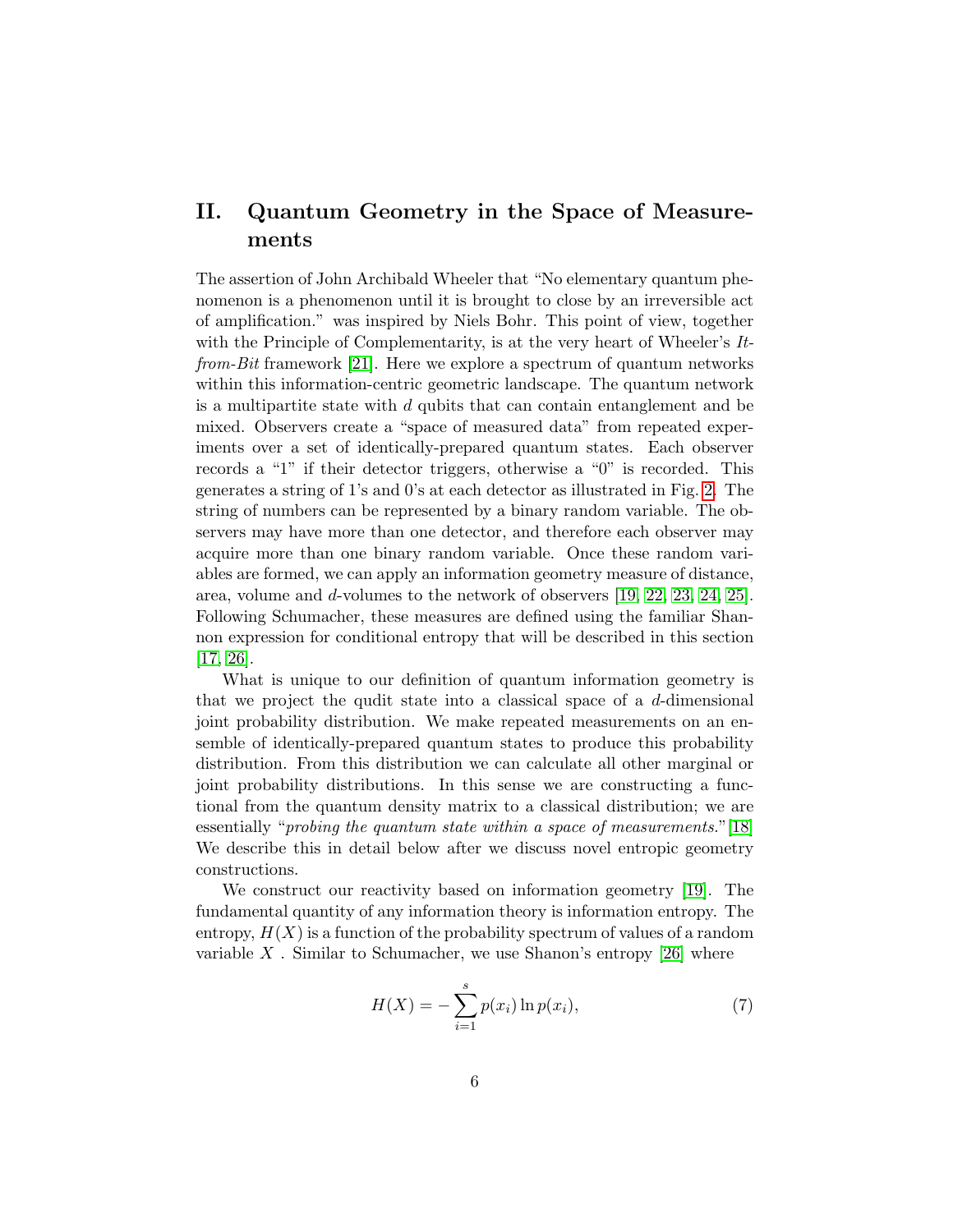## II. Quantum Geometry in the Space of Measurements

The assertion of John Archibald Wheeler that "No elementary quantum phenomenon is a phenomenon until it is brought to close by an irreversible act of amplification." was inspired by Niels Bohr. This point of view, together with the Principle of Complementarity, is at the very heart of Wheeler's *It-from-Bit* framework [21]. Here we explore a spectrum of quantum networks within this information-centric geometric landscape. The quantum network is a multipartite state with $d$ qubits that can contain entanglement and be mixed. Observers create a "space of measured data" from repeated experiments over a set of identically-prepared quantum states. Each observer records a "1" if their detector triggers, otherwise a "0" is recorded. This generates a string of 1's and 0's at each detector as illustrated in Fig. 2. The string of numbers can be represented by a binary random variable. The observers may have more than one detector, and therefore each observer may acquire more than one binary random variable. Once these random variables are formed, we can apply an information geometry measure of distance, area, volume and $d$-volumes to the network of observers [19, 22, 23, 24, 25]. Following Schumacher, these measures are defined using the familiar Shannon expression for conditional entropy that will be described in this section [17, 26].

What is unique to our definition of quantum information geometry is that we project the qudit state into a classical space of a $d$-dimensional joint probability distribution. We make repeated measurements on an ensemble of identically-prepared quantum states to produce this probability distribution. From this distribution we can calculate all other marginal or joint probability distributions. In this sense we are constructing a functional from the quantum density matrix to a classical distribution; we are essentially "*probing the quantum state within a space of measurements.*"[18] We describe this in detail below after we discuss novel entropic geometry constructions.

We construct our reactivity based on information geometry [19]. The fundamental quantity of any information theory is information entropy. The entropy, $H(X)$ is a function of the probability spectrum of values of a random variable $X$ . Similar to Schumacher, we use Shanon's entropy [26] where

$$H(X) = -\sum_{i=1}^{s} p(x_i) \ln p(x_i), \tag{7}$$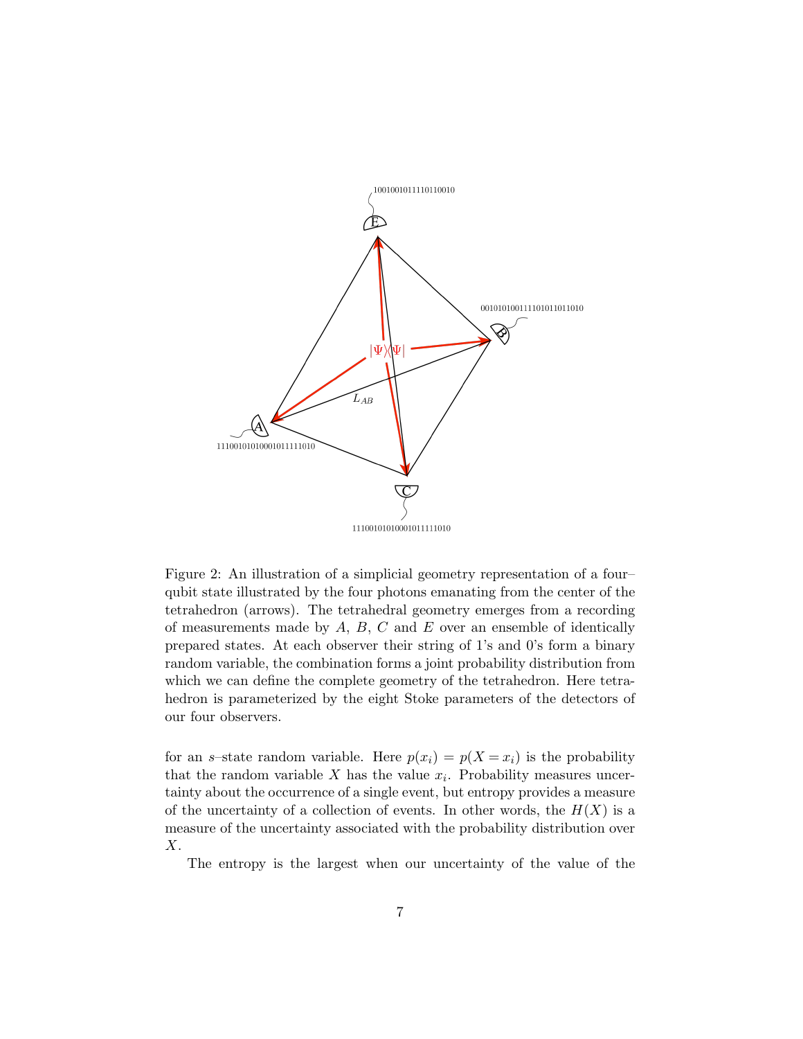Figure 2: An illustration of a simplicial geometry representation of a four–qubit state illustrated by the four photons emanating from the center of the tetrahedron (arrows). The tetrahedral geometry emerges from a recording of measurements made by $A$, $B$, $C$ and $E$ over an ensemble of identically prepared states. At each observer their string of 1's and 0's form a binary random variable, the combination forms a joint probability distribution from which we can define the complete geometry of the tetrahedron. Here tetrahedron is parameterized by the eight Stoke parameters of the detectors of our four observers.

for an $s$–state random variable. Here $p(x_i) = p(X = x_i)$ is the probability that the random variable $X$ has the value $x_i$. Probability measures uncertainty about the occurrence of a single event, but entropy provides a measure of the uncertainty of a collection of events. In other words, the $H(X)$ is a measure of the uncertainty associated with the probability distribution over $X$.

The entropy is the largest when our uncertainty of the value of the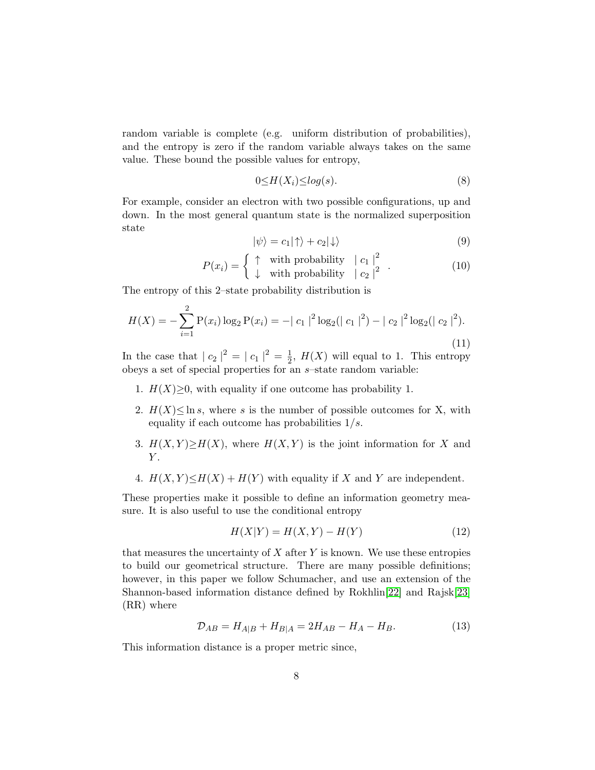random variable is complete (e.g. uniform distribution of probabilities), and the entropy is zero if the random variable always takes on the same value. These bound the possible values for entropy,

$$0 \leq H(X_i) \leq log(s). \tag{8}$$

For example, consider an electron with two possible configurations, up and down. In the most general quantum state is the normalized superposition state

$$|\psi\rangle = c_1|\uparrow\rangle + c_2|\downarrow\rangle \tag{9}$$

$$P(x_i) = \left\{ \begin{array}{ll} \uparrow & \text{with probability} \quad |\, c_1 \,|^2 \\ \downarrow & \text{with probability} \quad |\, c_2 \,|^2 \end{array} \right. . \tag{10}$$

The entropy of this 2–state probability distribution is

$$H(X) = -\sum_{i=1}^{2} \mathrm{P}(x_i) \log_2 \mathrm{P}(x_i) = -|\, c_1 \,|^2 \log_2(|\, c_1 \,|^2) - |\, c_2 \,|^2 \log_2(|\, c_2 \,|^2). \tag{11}$$

In the case that $|\, c_2 \,|^2 = |\, c_1 \,|^2 = \frac{1}{2}$, $H(X)$ will equal to 1. This entropy obeys a set of special properties for an $s$–state random variable:

1. $H(X) \geq 0$, with equality if one outcome has probability 1.
2. $H(X) \leq \ln s$, where $s$ is the number of possible outcomes for X, with equality if each outcome has probabilities $1/s$.
3. $H(X,Y) \geq H(X)$, where $H(X,Y)$ is the joint information for $X$ and $Y$.
4. $H(X,Y) \leq H(X) + H(Y)$ with equality if $X$ and $Y$ are independent.

These properties make it possible to define an information geometry measure. It is also useful to use the conditional entropy

$$H(X|Y) = H(X,Y) - H(Y) \tag{12}$$

that measures the uncertainty of $X$ after $Y$ is known. We use these entropies to build our geometrical structure. There are many possible definitions; however, in this paper we follow Schumacher, and use an extension of the Shannon-based information distance defined by Rokhlin[22] and Rajsk[23] (RR) where

$$\mathcal{D}_{AB} = H_{A|B} + H_{B|A} = 2H_{AB} - H_A - H_B. \tag{13}$$

This information distance is a proper metric since,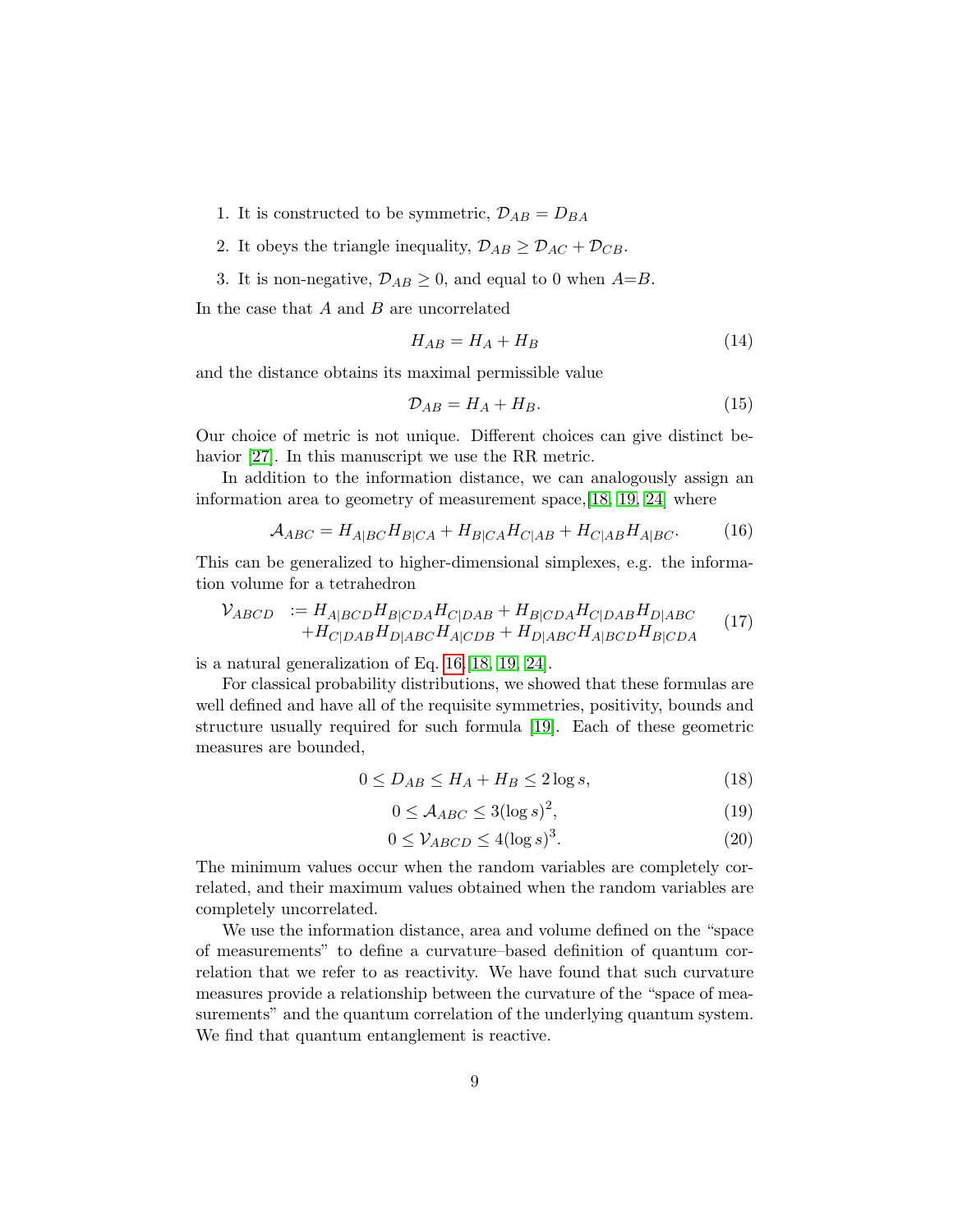1. It is constructed to be symmetric, $\mathcal{D}_{AB} = D_{BA}$
2. It obeys the triangle inequality, $\mathcal{D}_{AB} \geq \mathcal{D}_{AC} + \mathcal{D}_{CB}$.
3. It is non-negative, $\mathcal{D}_{AB} \geq 0$, and equal to 0 when $A$=$B$.

In the case that $A$ and $B$ are uncorrelated

$$H_{AB} = H_A + H_B \tag{14}$$

and the distance obtains its maximal permissible value

$$\mathcal{D}_{AB} = H_A + H_B. \tag{15}$$

Our choice of metric is not unique. Different choices can give distinct behavior [27]. In this manuscript we use the RR metric.

In addition to the information distance, we can analogously assign an information area to geometry of measurement space,[18, 19, 24] where

$$\mathcal{A}_{ABC} = H_{A|BC}H_{B|CA} + H_{B|CA}H_{C|AB} + H_{C|AB}H_{A|BC}. \tag{16}$$

This can be generalized to higher-dimensional simplexes, e.g. the information volume for a tetrahedron

$$\begin{aligned} \mathcal{V}_{ABCD} \;\; := & \; H_{A|BCD}H_{B|CDA}H_{C|DAB} + H_{B|CDA}H_{C|DAB}H_{D|ABC} \\ & + H_{C|DAB}H_{D|ABC}H_{A|CDB} + H_{D|ABC}H_{A|BCD}H_{B|CDA} \end{aligned} \tag{17}$$

is a natural generalization of Eq. 16 [18, 19, 24].

For classical probability distributions, we showed that these formulas are well defined and have all of the requisite symmetries, positivity, bounds and structure usually required for such formula [19]. Each of these geometric measures are bounded,

$$0 \leq D_{AB} \leq H_A + H_B \leq 2 \log s, \tag{18}$$

$$0 \leq \mathcal{A}_{ABC} \leq 3(\log s)^2, \tag{19}$$

$$0 \leq \mathcal{V}_{ABCD} \leq 4(\log s)^3. \tag{20}$$

The minimum values occur when the random variables are completely correlated, and their maximum values obtained when the random variables are completely uncorrelated.

We use the information distance, area and volume defined on the "space of measurements" to define a curvature–based definition of quantum correlation that we refer to as reactivity. We have found that such curvature measures provide a relationship between the curvature of the "space of measurements" and the quantum correlation of the underlying quantum system. We find that quantum entanglement is reactive.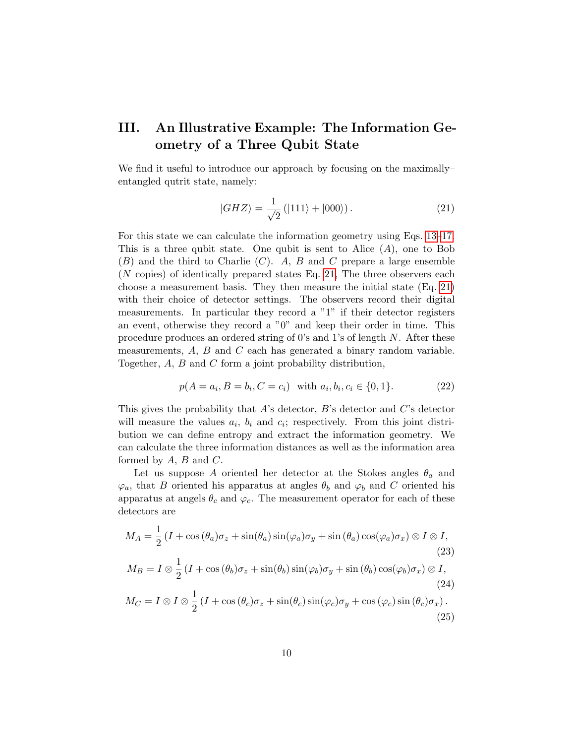## III. An Illustrative Example: The Information Geometry of a Three Qubit State

We find it useful to introduce our approach by focusing on the maximally–entangled qutrit state, namely:

$$|GHZ\rangle = \frac{1}{\sqrt{2}} \left( |111\rangle + |000\rangle \right). \tag{21}$$

For this state we can calculate the information geometry using Eqs. 13–17. This is a three qubit state. One qubit is sent to Alice ($A$), one to Bob ($B$) and the third to Charlie ($C$). $A$, $B$ and $C$ prepare a large ensemble ($N$ copies) of identically prepared states Eq. 21. The three observers each choose a measurement basis. They then measure the initial state (Eq. 21) with their choice of detector settings. The observers record their digital measurements. In particular they record a "1" if their detector registers an event, otherwise they record a "0" and keep their order in time. This procedure produces an ordered string of 0's and 1's of length $N$. After these measurements, $A$, $B$ and $C$ each has generated a binary random variable. Together, $A$, $B$ and $C$ form a joint probability distribution,

$$p(A = a_i, B = b_i, C = c_i) \quad \text{with } a_i, b_i, c_i \in \{0, 1\}. \tag{22}$$

This gives the probability that $A$'s detector, $B$'s detector and $C$'s detector will measure the values $a_i$, $b_i$ and $c_i$; respectively. From this joint distribution we can define entropy and extract the information geometry. We can calculate the three information distances as well as the information area formed by $A$, $B$ and $C$.

Let us suppose $A$ oriented her detector at the Stokes angles $\theta_a$ and $\varphi_a$, that $B$ oriented his apparatus at angles $\theta_b$ and $\varphi_b$ and $C$ oriented his apparatus at angels $\theta_c$ and $\varphi_c$. The measurement operator for each of these detectors are

$$M_A = \frac{1}{2} \left( I + \cos(\theta_a)\sigma_z + \sin(\theta_a)\sin(\varphi_a)\sigma_y + \sin(\theta_a)\cos(\varphi_a)\sigma_x \right) \otimes I \otimes I, \tag{23}$$

$$M_B = I \otimes \frac{1}{2} \left( I + \cos(\theta_b)\sigma_z + \sin(\theta_b)\sin(\varphi_b)\sigma_y + \sin(\theta_b)\cos(\varphi_b)\sigma_x \right) \otimes I, \tag{24}$$

$$M_C = I \otimes I \otimes \frac{1}{2} \left( I + \cos(\theta_c)\sigma_z + \sin(\theta_c)\sin(\varphi_c)\sigma_y + \cos(\varphi_c)\sin(\theta_c)\sigma_x \right). \tag{25}$$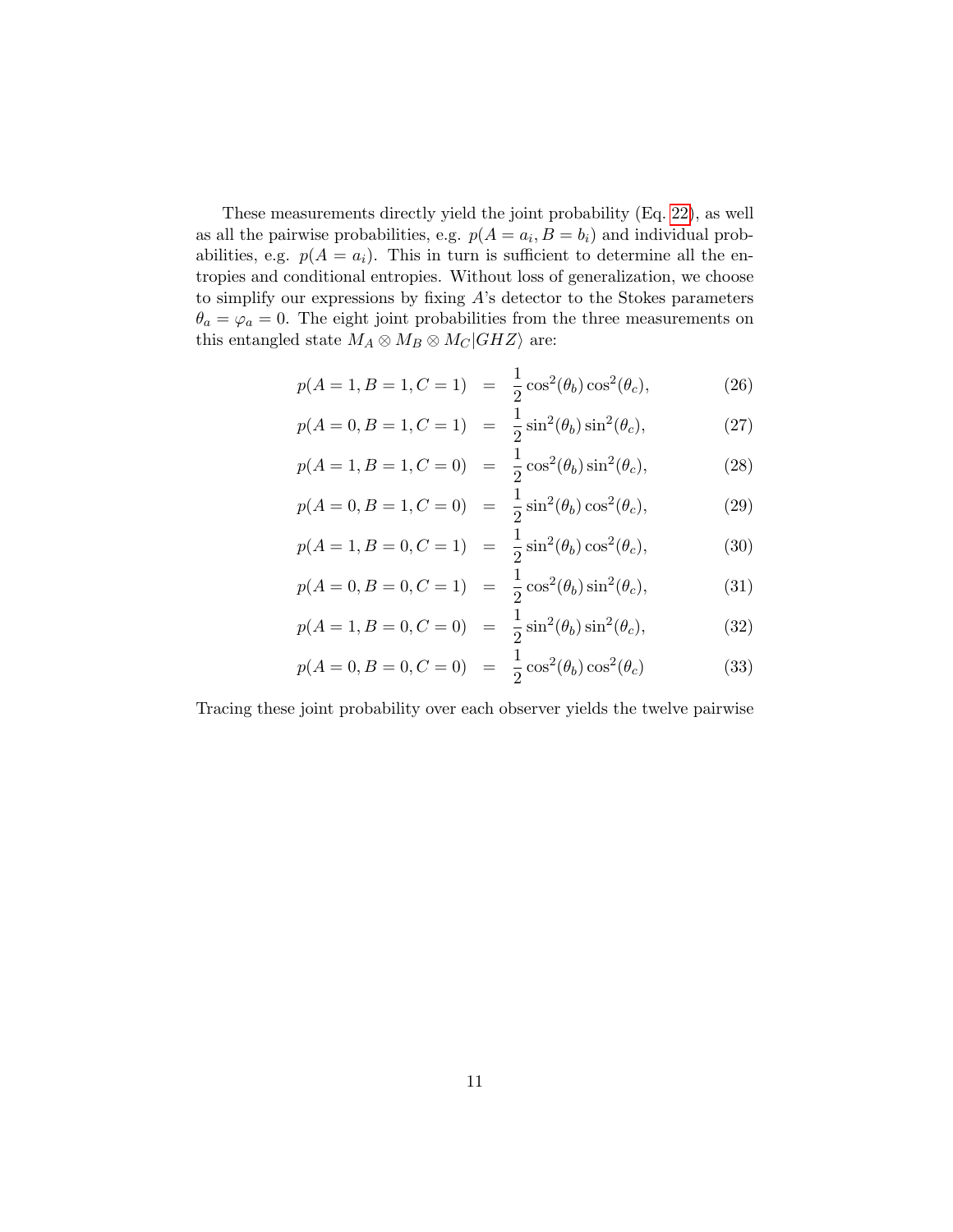These measurements directly yield the joint probability (Eq. 22), as well as all the pairwise probabilities, e.g. $p(A = a_i, B = b_i)$ and individual probabilities, e.g. $p(A = a_i)$. This in turn is sufficient to determine all the entropies and conditional entropies. Without loss of generalization, we choose to simplify our expressions by fixing $A$'s detector to the Stokes parameters $\theta_a = \varphi_a = 0$. The eight joint probabilities from the three measurements on this entangled state $M_A \otimes M_B \otimes M_C |GHZ\rangle$ are:

$$p(A=1, B=1, C=1) = \frac{1}{2}\cos^2(\theta_b)\cos^2(\theta_c), \tag{26}$$

$$p(A=0, B=1, C=1) = \frac{1}{2}\sin^2(\theta_b)\sin^2(\theta_c), \tag{27}$$

$$p(A=1, B=1, C=0) = \frac{1}{2}\cos^2(\theta_b)\sin^2(\theta_c), \tag{28}$$

$$p(A=0, B=1, C=0) = \frac{1}{2}\sin^2(\theta_b)\cos^2(\theta_c), \tag{29}$$

$$p(A=1, B=0, C=1) = \frac{1}{2}\sin^2(\theta_b)\cos^2(\theta_c), \tag{30}$$

$$p(A=0, B=0, C=1) = \frac{1}{2}\cos^2(\theta_b)\sin^2(\theta_c), \tag{31}$$

$$p(A=1, B=0, C=0) = \frac{1}{2}\sin^2(\theta_b)\sin^2(\theta_c), \tag{32}$$

$$p(A=0, B=0, C=0) = \frac{1}{2}\cos^2(\theta_b)\cos^2(\theta_c) \tag{33}$$

Tracing these joint probability over each observer yields the twelve pairwise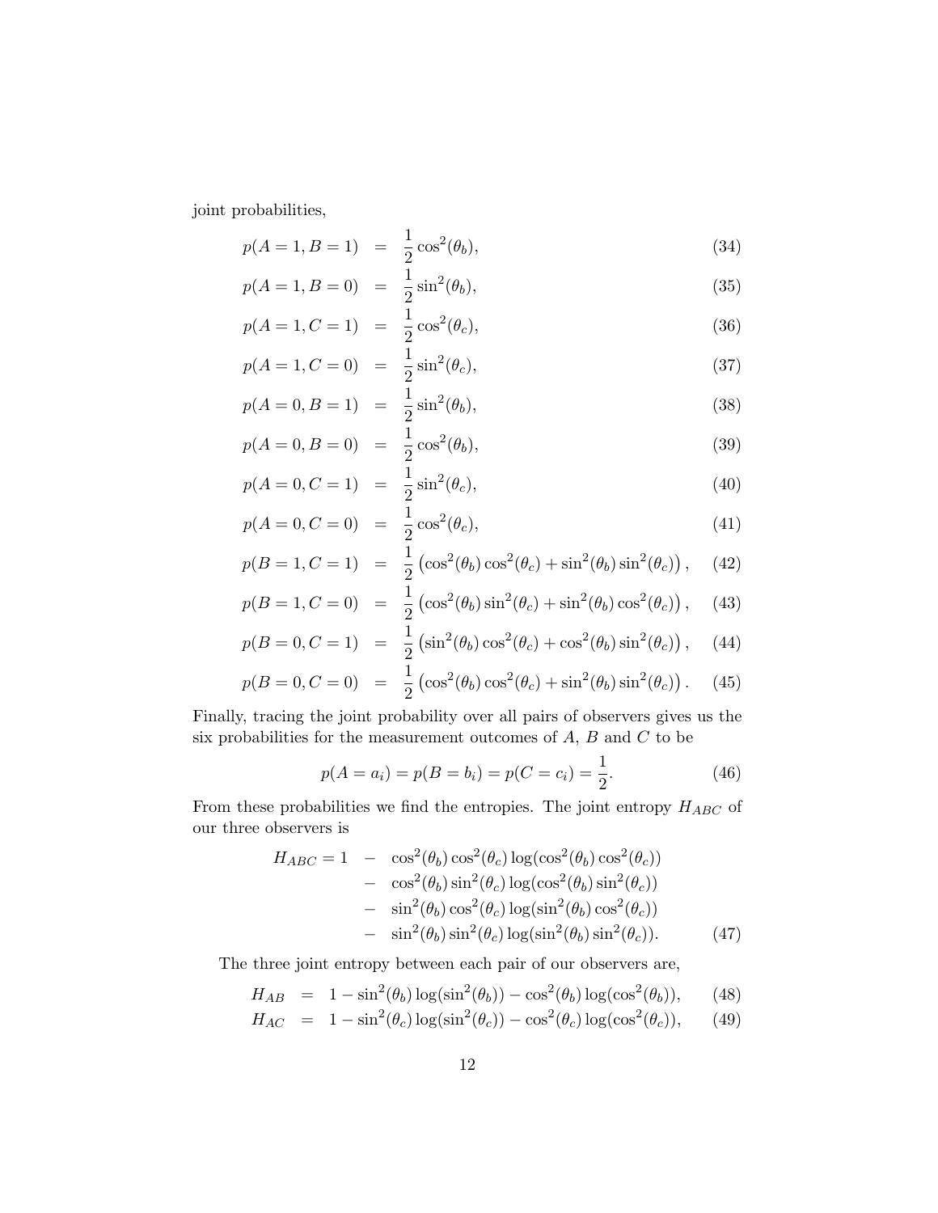joint probabilities,

$$
\begin{aligned}
p(A=1,B=1) &= \frac{1}{2}\cos^2(\theta_b), && (34)\\
p(A=1,B=0) &= \frac{1}{2}\sin^2(\theta_b), && (35)\\
p(A=1,C=1) &= \frac{1}{2}\cos^2(\theta_c), && (36)\\
p(A=1,C=0) &= \frac{1}{2}\sin^2(\theta_c), && (37)\\
p(A=0,B=1) &= \frac{1}{2}\sin^2(\theta_b), && (38)\\
p(A=0,B=0) &= \frac{1}{2}\cos^2(\theta_b), && (39)\\
p(A=0,C=1) &= \frac{1}{2}\sin^2(\theta_c), && (40)\\
p(A=0,C=0) &= \frac{1}{2}\cos^2(\theta_c), && (41)\\
p(B=1,C=1) &= \frac{1}{2}\left(\cos^2(\theta_b)\cos^2(\theta_c)+\sin^2(\theta_b)\sin^2(\theta_c)\right), && (42)\\
p(B=1,C=0) &= \frac{1}{2}\left(\cos^2(\theta_b)\sin^2(\theta_c)+\sin^2(\theta_b)\cos^2(\theta_c)\right), && (43)\\
p(B=0,C=1) &= \frac{1}{2}\left(\sin^2(\theta_b)\cos^2(\theta_c)+\cos^2(\theta_b)\sin^2(\theta_c)\right), && (44)\\
p(B=0,C=0) &= \frac{1}{2}\left(\cos^2(\theta_b)\cos^2(\theta_c)+\sin^2(\theta_b)\sin^2(\theta_c)\right). && (45)
\end{aligned}
$$

Finally, tracing the joint probability over all pairs of observers gives us the six probabilities for the measurement outcomes of $A$, $B$ and $C$ to be

$$
p(A=a_i)=p(B=b_i)=p(C=c_i)=\frac{1}{2}. \tag{46}
$$

From these probabilities we find the entropies. The joint entropy $H_{ABC}$ of our three observers is

$$
\begin{aligned}
H_{ABC}=1 &- \cos^2(\theta_b)\cos^2(\theta_c)\log(\cos^2(\theta_b)\cos^2(\theta_c))\\
&- \cos^2(\theta_b)\sin^2(\theta_c)\log(\cos^2(\theta_b)\sin^2(\theta_c))\\
&- \sin^2(\theta_b)\cos^2(\theta_c)\log(\sin^2(\theta_b)\cos^2(\theta_c))\\
&- \sin^2(\theta_b)\sin^2(\theta_c)\log(\sin^2(\theta_b)\sin^2(\theta_c)). \qquad (47)
\end{aligned}
$$

The three joint entropy between each pair of our observers are,

$$
\begin{aligned}
H_{AB} &= 1-\sin^2(\theta_b)\log(\sin^2(\theta_b))-\cos^2(\theta_b)\log(\cos^2(\theta_b)), && (48)\\
H_{AC} &= 1-\sin^2(\theta_c)\log(\sin^2(\theta_c))-\cos^2(\theta_c)\log(\cos^2(\theta_c)), && (49)
\end{aligned}
$$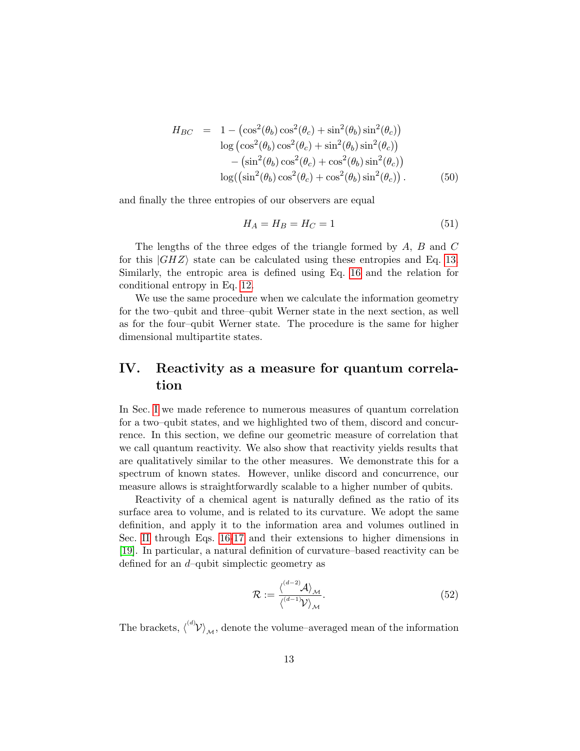$$
\begin{aligned}
H_{BC} \;=\;& 1 - \left(\cos^2(\theta_b)\cos^2(\theta_c) + \sin^2(\theta_b)\sin^2(\theta_c)\right) \\
& \log\left(\cos^2(\theta_b)\cos^2(\theta_c) + \sin^2(\theta_b)\sin^2(\theta_c)\right) \\
& \quad - \left(\sin^2(\theta_b)\cos^2(\theta_c) + \cos^2(\theta_b)\sin^2(\theta_c)\right) \\
& \log(\left(\sin^2(\theta_b)\cos^2(\theta_c) + \cos^2(\theta_b)\sin^2(\theta_c)\right). \qquad (50)
\end{aligned}
$$

and finally the three entropies of our observers are equal

$$
H_A = H_B = H_C = 1 \tag{51}
$$

The lengths of the three edges of the triangle formed by $A$, $B$ and $C$ for this $|GHZ\rangle$ state can be calculated using these entropies and Eq. 13. Similarly, the entropic area is defined using Eq. 16 and the relation for conditional entropy in Eq. 12.

We use the same procedure when we calculate the information geometry for the two–qubit and three–qubit Werner state in the next section, as well as for the four–qubit Werner state. The procedure is the same for higher dimensional multipartite states.

## IV. Reactivity as a measure for quantum correlation

In Sec. I we made reference to numerous measures of quantum correlation for a two–qubit states, and we highlighted two of them, discord and concurrence. In this section, we define our geometric measure of correlation that we call quantum reactivity. We also show that reactivity yields results that are qualitatively similar to the other measures. We demonstrate this for a spectrum of known states. However, unlike discord and concurrence, our measure allows is straightforwardly scalable to a higher number of qubits.

Reactivity of a chemical agent is naturally defined as the ratio of its surface area to volume, and is related to its curvature. We adopt the same definition, and apply it to the information area and volumes outlined in Sec. II through Eqs. 16-17 and their extensions to higher dimensions in [19]. In particular, a natural definition of curvature–based reactivity can be defined for an $d$–qubit simplectic geometry as

$$
\mathcal{R} := \frac{\left\langle {}^{(d-2)}\mathcal{A}\right\rangle_{\mathcal{M}}}{\left\langle {}^{(d-1)}\mathcal{V}\right\rangle_{\mathcal{M}}}. \tag{52}
$$

The brackets, $\left\langle {}^{(d)}\mathcal{V}\right\rangle_{\mathcal{M}}$, denote the volume–averaged mean of the information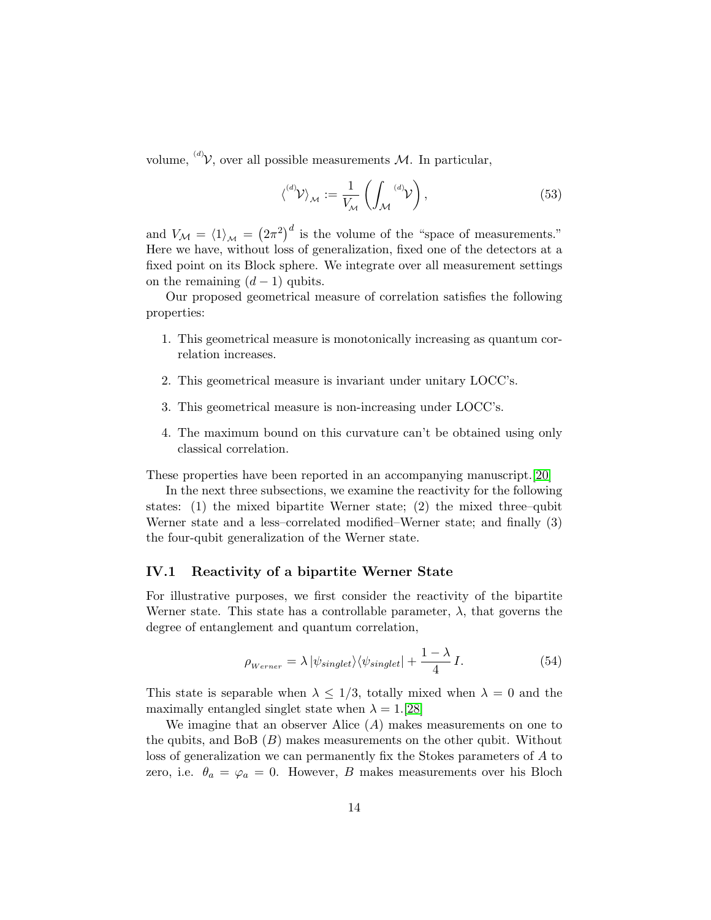volume, ${}^{(d)}\mathcal{V}$, over all possible measurements $\mathcal{M}$. In particular,

$$\langle {}^{(d)}\mathcal{V} \rangle_{\mathcal{M}} := \frac{1}{V_{\mathcal{M}}} \left( \int_{\mathcal{M}} {}^{(d)}\mathcal{V} \right), \tag{53}$$

and $V_{\mathcal{M}} = \langle 1 \rangle_{\mathcal{M}} = \left(2\pi^2\right)^d$ is the volume of the "space of measurements." Here we have, without loss of generalization, fixed one of the detectors at a fixed point on its Block sphere. We integrate over all measurement settings on the remaining $(d-1)$ qubits.

Our proposed geometrical measure of correlation satisfies the following properties:

1. This geometrical measure is monotonically increasing as quantum correlation increases.
2. This geometrical measure is invariant under unitary LOCC's.
3. This geometrical measure is non-increasing under LOCC's.
4. The maximum bound on this curvature can't be obtained using only classical correlation.

These properties have been reported in an accompanying manuscript.[20]

In the next three subsections, we examine the reactivity for the following states: (1) the mixed bipartite Werner state; (2) the mixed three–qubit Werner state and a less–correlated modified–Werner state; and finally (3) the four-qubit generalization of the Werner state.

## IV.1 Reactivity of a bipartite Werner State

For illustrative purposes, we first consider the reactivity of the bipartite Werner state. This state has a controllable parameter, $\lambda$, that governs the degree of entanglement and quantum correlation,

$$\rho_{Werner} = \lambda \, |\psi_{singlet}\rangle\langle\psi_{singlet}| + \frac{1-\lambda}{4} \, I. \tag{54}$$

This state is separable when $\lambda \leq 1/3$, totally mixed when $\lambda = 0$ and the maximally entangled singlet state when $\lambda = 1$.[28]

We imagine that an observer Alice ($A$) makes measurements on one to the qubits, and BoB ($B$) makes measurements on the other qubit. Without loss of generalization we can permanently fix the Stokes parameters of $A$ to zero, i.e. $\theta_a = \varphi_a = 0$. However, $B$ makes measurements over his Bloch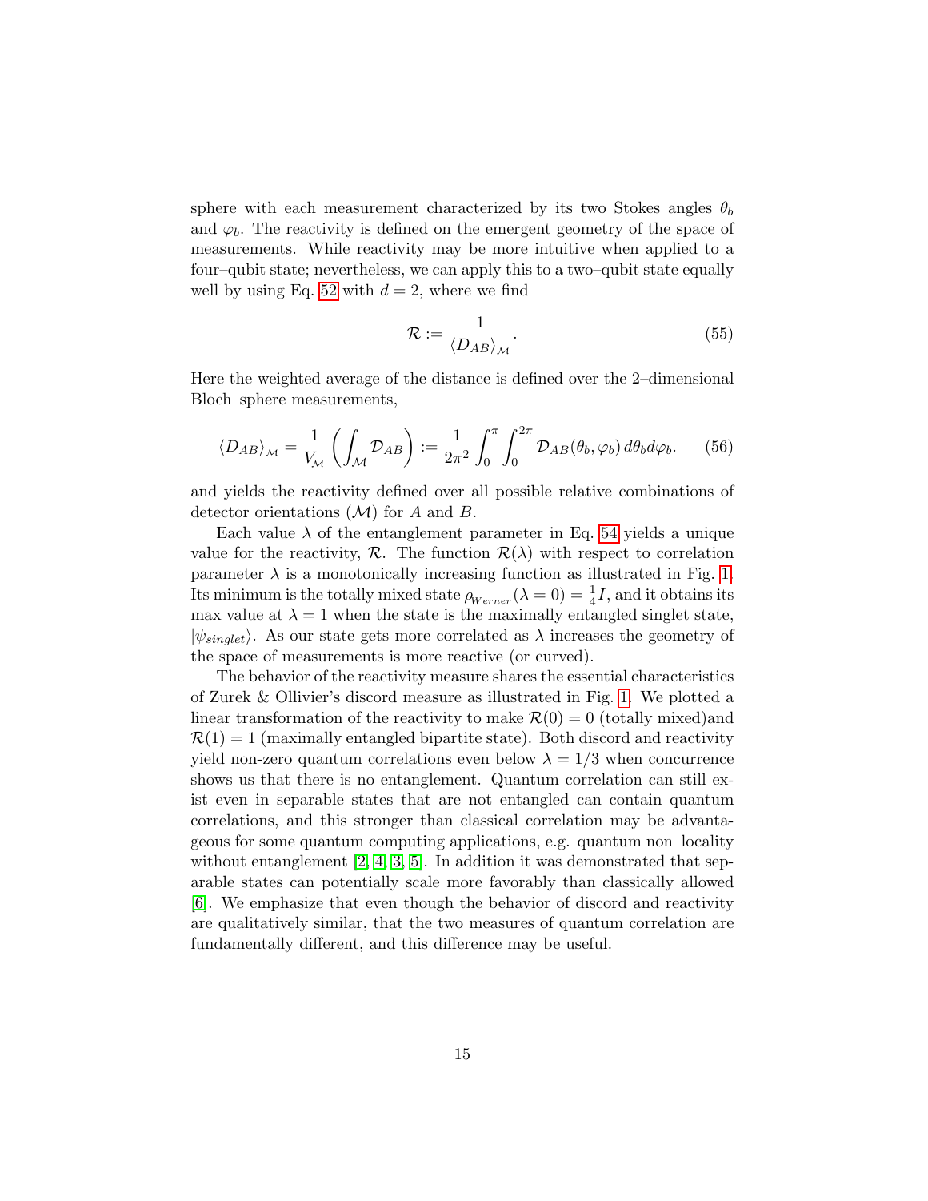sphere with each measurement characterized by its two Stokes angles $\theta_b$ and $\varphi_b$. The reactivity is defined on the emergent geometry of the space of measurements. While reactivity may be more intuitive when applied to a four–qubit state; nevertheless, we can apply this to a two–qubit state equally well by using Eq. 52 with $d = 2$, where we find

$$\mathcal{R} := \frac{1}{\langle D_{AB} \rangle_{\mathcal{M}}}. \tag{55}$$

Here the weighted average of the distance is defined over the 2–dimensional Bloch–sphere measurements,

$$\langle D_{AB} \rangle_{\mathcal{M}} = \frac{1}{V_{\mathcal{M}}} \left( \int_{\mathcal{M}} \mathcal{D}_{AB} \right) := \frac{1}{2\pi^2} \int_0^{\pi} \int_0^{2\pi} \mathcal{D}_{AB}(\theta_b, \varphi_b)\, d\theta_b d\varphi_b. \tag{56}$$

and yields the reactivity defined over all possible relative combinations of detector orientations ($\mathcal{M}$) for $A$ and $B$.

Each value $\lambda$ of the entanglement parameter in Eq. 54 yields a unique value for the reactivity, $\mathcal{R}$. The function $\mathcal{R}(\lambda)$ with respect to correlation parameter $\lambda$ is a monotonically increasing function as illustrated in Fig. 1. Its minimum is the totally mixed state $\rho_{_{Werner}}(\lambda = 0) = \frac{1}{4}I$, and it obtains its max value at $\lambda = 1$ when the state is the maximally entangled singlet state, $|\psi_{singlet}\rangle$. As our state gets more correlated as $\lambda$ increases the geometry of the space of measurements is more reactive (or curved).

The behavior of the reactivity measure shares the essential characteristics of Zurek & Ollivier's discord measure as illustrated in Fig. 1. We plotted a linear transformation of the reactivity to make $\mathcal{R}(0) = 0$ (totally mixed)and $\mathcal{R}(1) = 1$ (maximally entangled bipartite state). Both discord and reactivity yield non-zero quantum correlations even below $\lambda = 1/3$ when concurrence shows us that there is no entanglement. Quantum correlation can still exist even in separable states that are not entangled can contain quantum correlations, and this stronger than classical correlation may be advantageous for some quantum computing applications, e.g. quantum non–locality without entanglement [2, 4, 3, 5]. In addition it was demonstrated that separable states can potentially scale more favorably than classically allowed [6]. We emphasize that even though the behavior of discord and reactivity are qualitatively similar, that the two measures of quantum correlation are fundamentally different, and this difference may be useful.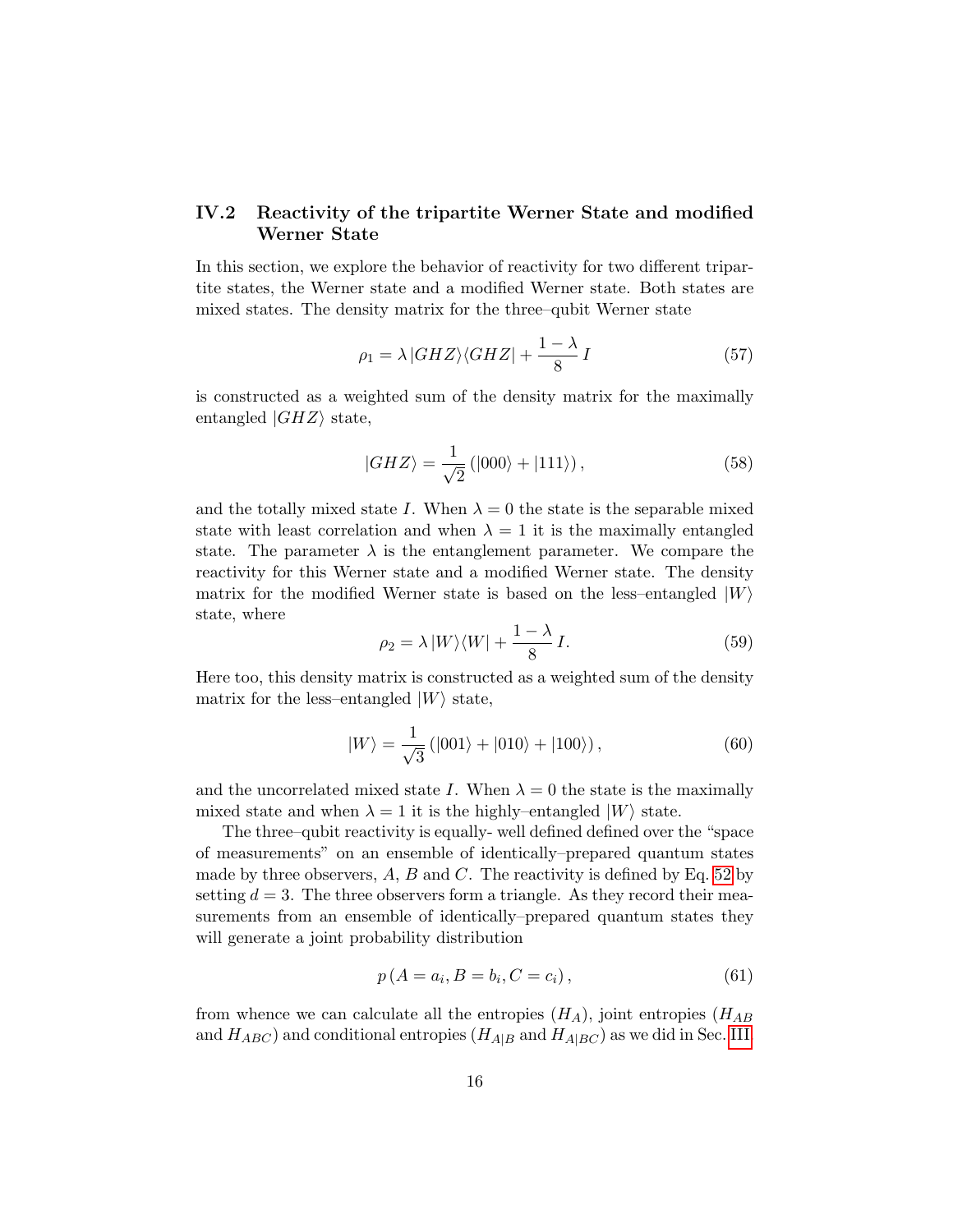### IV.2 Reactivity of the tripartite Werner State and modified Werner State

In this section, we explore the behavior of reactivity for two different tripartite states, the Werner state and a modified Werner state. Both states are mixed states. The density matrix for the three–qubit Werner state

$$\rho_1 = \lambda \, |GHZ\rangle\langle GHZ| + \frac{1-\lambda}{8} \, I \tag{57}$$

is constructed as a weighted sum of the density matrix for the maximally entangled $|GHZ\rangle$ state,

$$|GHZ\rangle = \frac{1}{\sqrt{2}} \left( |000\rangle + |111\rangle \right), \tag{58}$$

and the totally mixed state $I$. When $\lambda = 0$ the state is the separable mixed state with least correlation and when $\lambda = 1$ it is the maximally entangled state. The parameter $\lambda$ is the entanglement parameter. We compare the reactivity for this Werner state and a modified Werner state. The density matrix for the modified Werner state is based on the less–entangled $|W\rangle$ state, where

$$\rho_2 = \lambda \, |W\rangle\langle W| + \frac{1-\lambda}{8} \, I. \tag{59}$$

Here too, this density matrix is constructed as a weighted sum of the density matrix for the less–entangled $|W\rangle$ state,

$$|W\rangle = \frac{1}{\sqrt{3}} \left( |001\rangle + |010\rangle + |100\rangle \right), \tag{60}$$

and the uncorrelated mixed state $I$. When $\lambda = 0$ the state is the maximally mixed state and when $\lambda = 1$ it is the highly–entangled $|W\rangle$ state.

The three–qubit reactivity is equally- well defined defined over the "space of measurements" on an ensemble of identically–prepared quantum states made by three observers, $A$, $B$ and $C$. The reactivity is defined by Eq. 52 by setting $d = 3$. The three observers form a triangle. As they record their measurements from an ensemble of identically–prepared quantum states they will generate a joint probability distribution

$$p\left(A = a_i, B = b_i, C = c_i\right), \tag{61}$$

from whence we can calculate all the entropies ($H_A$), joint entropies ($H_{AB}$ and $H_{ABC}$) and conditional entropies ($H_{A|B}$ and $H_{A|BC}$) as we did in Sec. III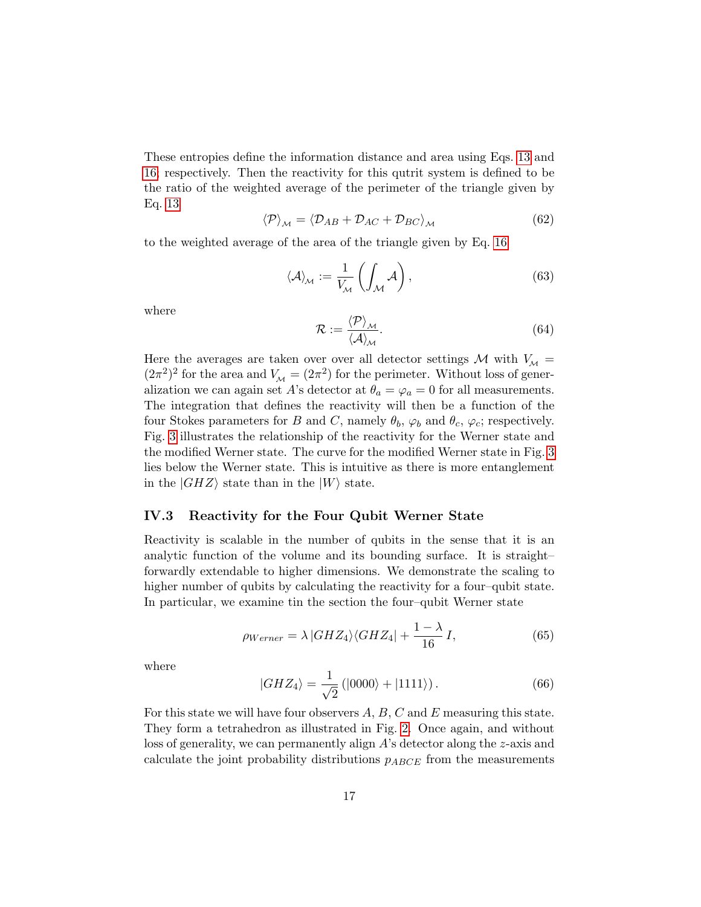These entropies define the information distance and area using Eqs. 13 and 16, respectively. Then the reactivity for this qutrit system is defined to be the ratio of the weighted average of the perimeter of the triangle given by Eq. 13

$$\langle \mathcal{P} \rangle_{\mathcal{M}} = \langle \mathcal{D}_{AB} + \mathcal{D}_{AC} + \mathcal{D}_{BC} \rangle_{\mathcal{M}} \tag{62}$$

to the weighted average of the area of the triangle given by Eq. 16

$$\langle \mathcal{A} \rangle_{\mathcal{M}} := \frac{1}{V_{\mathcal{M}}} \left( \int_{\mathcal{M}} \mathcal{A} \right), \tag{63}$$

where

$$\mathcal{R} := \frac{\langle \mathcal{P} \rangle_{\mathcal{M}}}{\langle \mathcal{A} \rangle_{\mathcal{M}}}. \tag{64}$$

Here the averages are taken over over all detector settings $\mathcal{M}$ with $V_{\mathcal{M}} = (2\pi^2)^2$ for the area and $V_{\mathcal{M}} = (2\pi^2)$ for the perimeter. Without loss of generalization we can again set $A$'s detector at $\theta_a = \varphi_a = 0$ for all measurements. The integration that defines the reactivity will then be a function of the four Stokes parameters for $B$ and $C$, namely $\theta_b$, $\varphi_b$ and $\theta_c$, $\varphi_c$; respectively. Fig. 3 illustrates the relationship of the reactivity for the Werner state and the modified Werner state. The curve for the modified Werner state in Fig. 3 lies below the Werner state. This is intuitive as there is more entanglement in the $|GHZ\rangle$ state than in the $|W\rangle$ state.

### IV.3 Reactivity for the Four Qubit Werner State

Reactivity is scalable in the number of qubits in the sense that it is an analytic function of the volume and its bounding surface. It is straight–forwardly extendable to higher dimensions. We demonstrate the scaling to higher number of qubits by calculating the reactivity for a four–qubit state. In particular, we examine tin the section the four–qubit Werner state

$$\rho_{Werner} = \lambda \, |GHZ_4\rangle\langle GHZ_4| + \frac{1-\lambda}{16} \, I, \tag{65}$$

where

$$|GHZ_4\rangle = \frac{1}{\sqrt{2}} \left( |0000\rangle + |1111\rangle \right). \tag{66}$$

For this state we will have four observers $A$, $B$, $C$ and $E$ measuring this state. They form a tetrahedron as illustrated in Fig. 2. Once again, and without loss of generality, we can permanently align $A$'s detector along the $z$-axis and calculate the joint probability distributions $p_{ABCE}$ from the measurements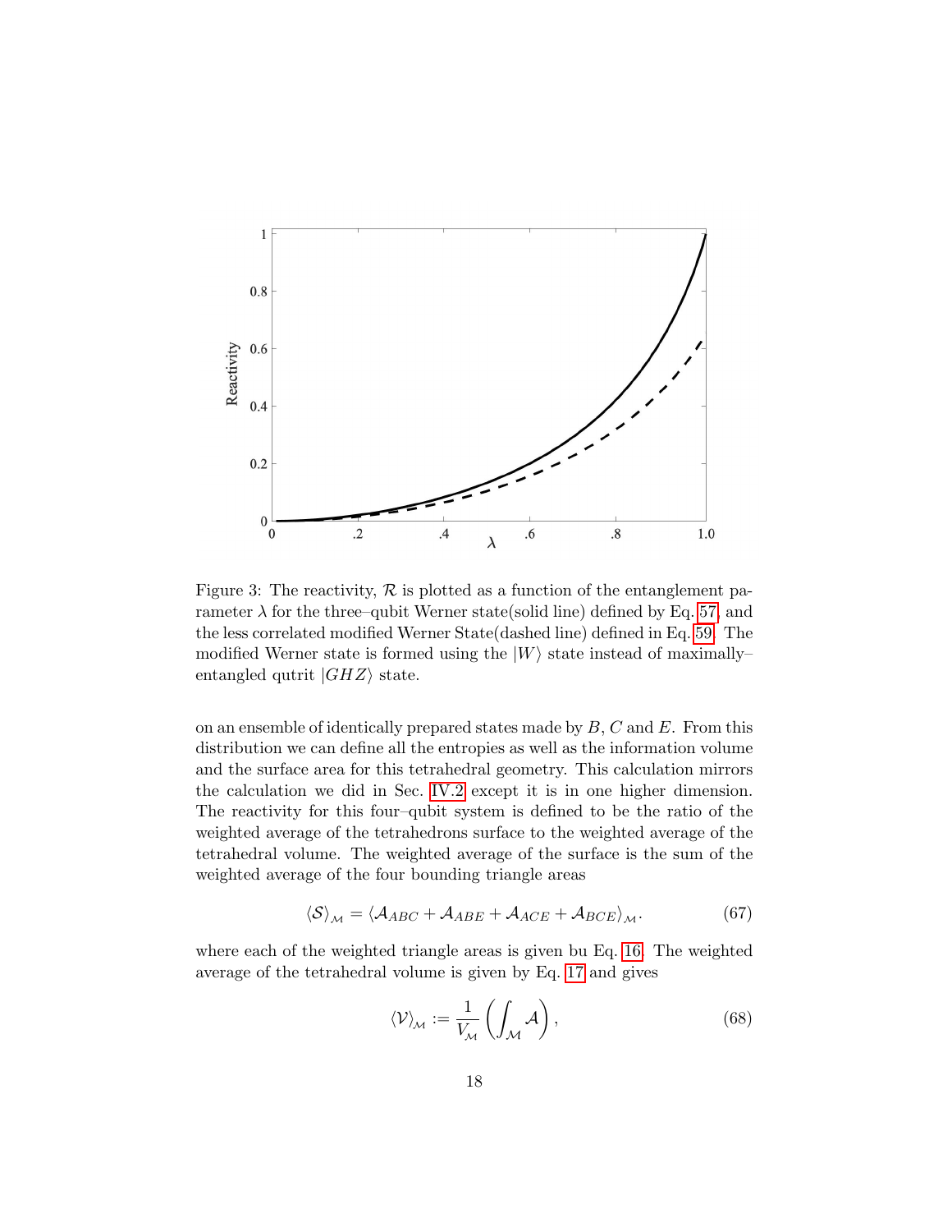Figure 3: The reactivity, $\mathcal{R}$ is plotted as a function of the entanglement parameter $\lambda$ for the three–qubit Werner state(solid line) defined by Eq. 57, and the less correlated modified Werner State(dashed line) defined in Eq. 59. The modified Werner state is formed using the $|W\rangle$ state instead of maximally–entangled qutrit $|GHZ\rangle$ state.

on an ensemble of identically prepared states made by $B$, $C$ and $E$. From this distribution we can define all the entropies as well as the information volume and the surface area for this tetrahedral geometry. This calculation mirrors the calculation we did in Sec. IV.2 except it is in one higher dimension. The reactivity for this four–qubit system is defined to be the ratio of the weighted average of the tetrahedrons surface to the weighted average of the tetrahedral volume. The weighted average of the surface is the sum of the weighted average of the four bounding triangle areas

$$\langle \mathcal{S} \rangle_{\mathcal{M}} = \langle \mathcal{A}_{ABC} + \mathcal{A}_{ABE} + \mathcal{A}_{ACE} + \mathcal{A}_{BCE} \rangle_{\mathcal{M}}. \tag{67}$$

where each of the weighted triangle areas is given bu Eq. 16. The weighted average of the tetrahedral volume is given by Eq. 17 and gives

$$\langle \mathcal{V} \rangle_{\mathcal{M}} := \frac{1}{V_{\mathcal{M}}} \left( \int_{\mathcal{M}} \mathcal{A} \right), \tag{68}$$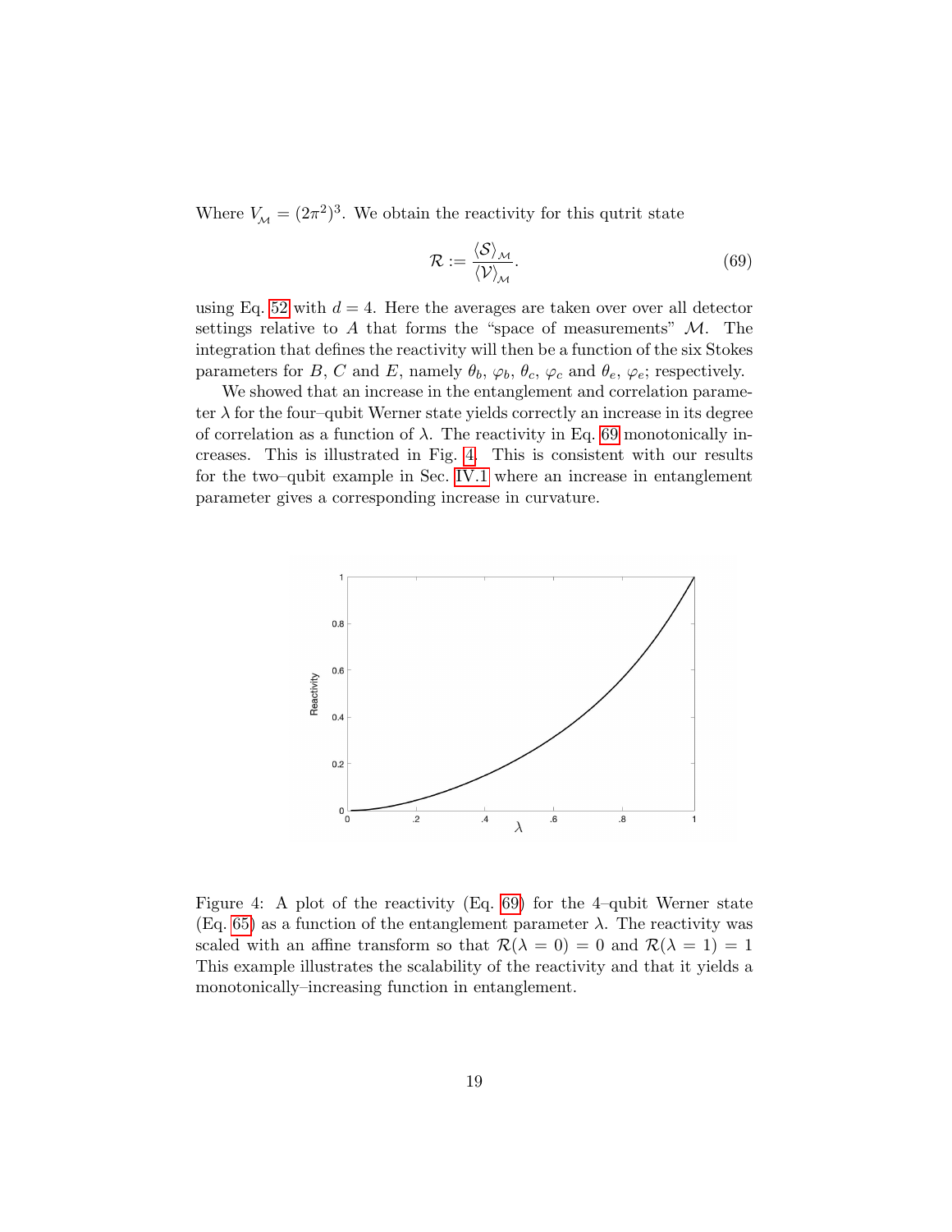Where $V_{\mathcal{M}} = (2\pi^2)^3$. We obtain the reactivity for this qutrit state

$$\mathcal{R} := \frac{\langle \mathcal{S} \rangle_{\mathcal{M}}}{\langle \mathcal{V} \rangle_{\mathcal{M}}}. \tag{69}$$

using Eq. 52 with $d = 4$. Here the averages are taken over over all detector settings relative to $A$ that forms the "space of measurements" $\mathcal{M}$. The integration that defines the reactivity will then be a function of the six Stokes parameters for $B$, $C$ and $E$, namely $\theta_b$, $\varphi_b$, $\theta_c$, $\varphi_c$ and $\theta_e$, $\varphi_e$; respectively.

We showed that an increase in the entanglement and correlation parameter $\lambda$ for the four–qubit Werner state yields correctly an increase in its degree of correlation as a function of $\lambda$. The reactivity in Eq. 69 monotonically increases. This is illustrated in Fig. 4. This is consistent with our results for the two–qubit example in Sec. IV.1 where an increase in entanglement parameter gives a corresponding increase in curvature.

Figure 4: A plot of the reactivity (Eq. 69) for the 4–qubit Werner state (Eq. 65) as a function of the entanglement parameter $\lambda$. The reactivity was scaled with an affine transform so that $\mathcal{R}(\lambda = 0) = 0$ and $\mathcal{R}(\lambda = 1) = 1$ This example illustrates the scalability of the reactivity and that it yields a monotonically–increasing function in entanglement.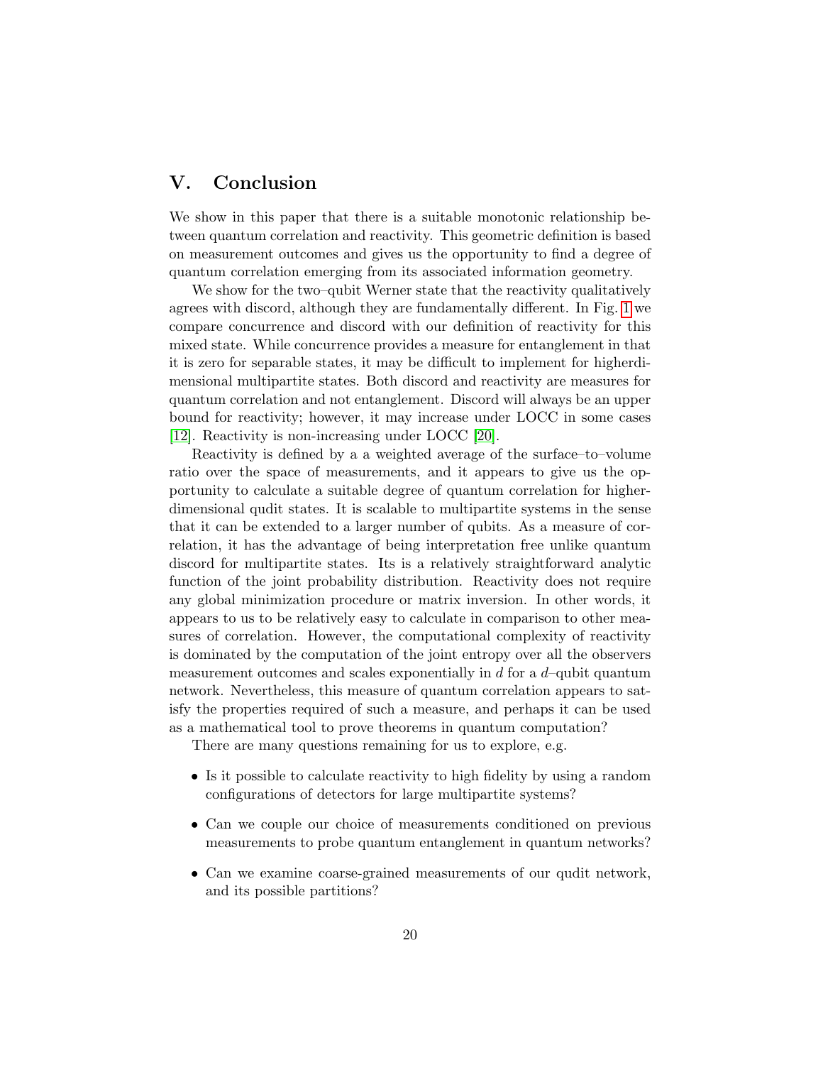## V. Conclusion

We show in this paper that there is a suitable monotonic relationship between quantum correlation and reactivity. This geometric definition is based on measurement outcomes and gives us the opportunity to find a degree of quantum correlation emerging from its associated information geometry.

We show for the two–qubit Werner state that the reactivity qualitatively agrees with discord, although they are fundamentally different. In Fig. 1 we compare concurrence and discord with our definition of reactivity for this mixed state. While concurrence provides a measure for entanglement in that it is zero for separable states, it may be difficult to implement for higherdimensional multipartite states. Both discord and reactivity are measures for quantum correlation and not entanglement. Discord will always be an upper bound for reactivity; however, it may increase under LOCC in some cases [12]. Reactivity is non-increasing under LOCC [20].

Reactivity is defined by a a weighted average of the surface–to–volume ratio over the space of measurements, and it appears to give us the opportunity to calculate a suitable degree of quantum correlation for higher-dimensional qudit states. It is scalable to multipartite systems in the sense that it can be extended to a larger number of qubits. As a measure of correlation, it has the advantage of being interpretation free unlike quantum discord for multipartite states. Its is a relatively straightforward analytic function of the joint probability distribution. Reactivity does not require any global minimization procedure or matrix inversion. In other words, it appears to us to be relatively easy to calculate in comparison to other measures of correlation. However, the computational complexity of reactivity is dominated by the computation of the joint entropy over all the observers measurement outcomes and scales exponentially in $d$ for a $d$–qubit quantum network. Nevertheless, this measure of quantum correlation appears to satisfy the properties required of such a measure, and perhaps it can be used as a mathematical tool to prove theorems in quantum computation?

There are many questions remaining for us to explore, e.g.

- Is it possible to calculate reactivity to high fidelity by using a random configurations of detectors for large multipartite systems?
- Can we couple our choice of measurements conditioned on previous measurements to probe quantum entanglement in quantum networks?
- Can we examine coarse-grained measurements of our qudit network, and its possible partitions?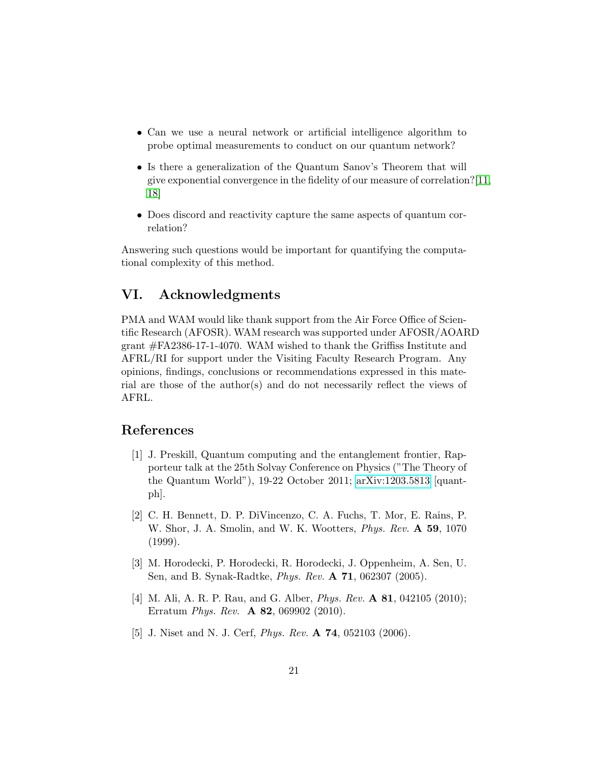- Can we use a neural network or artificial intelligence algorithm to probe optimal measurements to conduct on our quantum network?
- Is there a generalization of the Quantum Sanov's Theorem that will give exponential convergence in the fidelity of our measure of correlation?[11, 18]
- Does discord and reactivity capture the same aspects of quantum correlation?

Answering such questions would be important for quantifying the computational complexity of this method.

## VI. Acknowledgments

PMA and WAM would like thank support from the Air Force Office of Scientific Research (AFOSR). WAM research was supported under AFOSR/AOARD grant #FA2386-17-1-4070. WAM wished to thank the Griffiss Institute and AFRL/RI for support under the Visiting Faculty Research Program. Any opinions, findings, conclusions or recommendations expressed in this material are those of the author(s) and do not necessarily reflect the views of AFRL.

## References

[1] J. Preskill, Quantum computing and the entanglement frontier, Rapporteur talk at the 25th Solvay Conference on Physics ("The Theory of the Quantum World"), 19-22 October 2011; arXiv:1203.5813 [quant-ph].

[2] C. H. Bennett, D. P. DiVincenzo, C. A. Fuchs, T. Mor, E. Rains, P. W. Shor, J. A. Smolin, and W. K. Wootters, *Phys. Rev.* **A 59**, 1070 (1999).

[3] M. Horodecki, P. Horodecki, R. Horodecki, J. Oppenheim, A. Sen, U. Sen, and B. Synak-Radtke, *Phys. Rev.* **A 71**, 062307 (2005).

[4] M. Ali, A. R. P. Rau, and G. Alber, *Phys. Rev.* **A 81**, 042105 (2010); Erratum *Phys. Rev.* **A 82**, 069902 (2010).

[5] J. Niset and N. J. Cerf, *Phys. Rev.* **A 74**, 052103 (2006).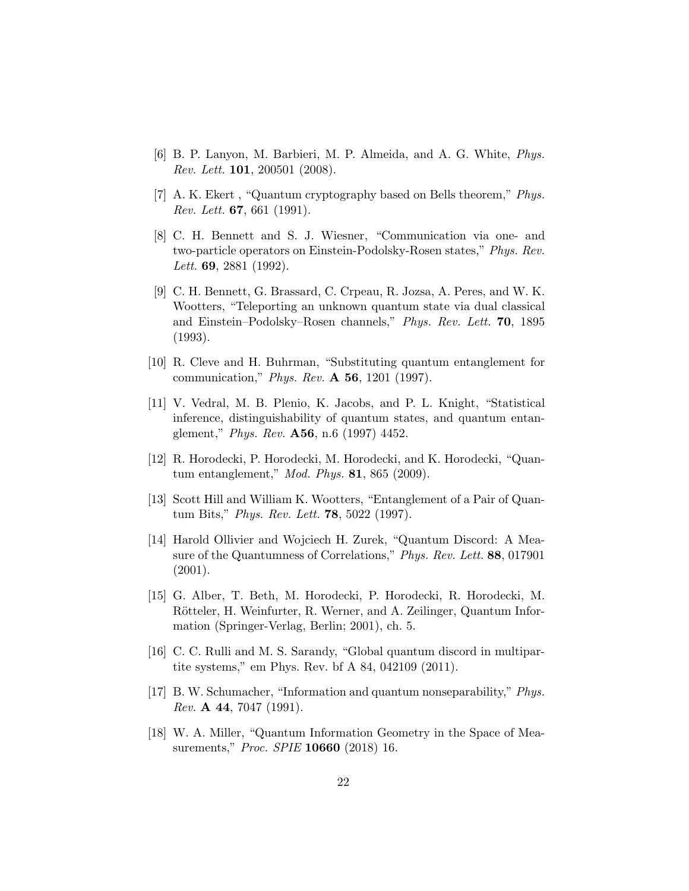[6] B. P. Lanyon, M. Barbieri, M. P. Almeida, and A. G. White, *Phys. Rev. Lett.* **101**, 200501 (2008).

[7] A. K. Ekert , "Quantum cryptography based on Bells theorem," *Phys. Rev. Lett.* **67**, 661 (1991).

[8] C. H. Bennett and S. J. Wiesner, "Communication via one- and two-particle operators on Einstein-Podolsky-Rosen states," *Phys. Rev. Lett.* **69**, 2881 (1992).

[9] C. H. Bennett, G. Brassard, C. Crpeau, R. Jozsa, A. Peres, and W. K. Wootters, "Teleporting an unknown quantum state via dual classical and Einstein–Podolsky–Rosen channels," *Phys. Rev. Lett.* **70**, 1895 (1993).

[10] R. Cleve and H. Buhrman, "Substituting quantum entanglement for communication," *Phys. Rev.* **A 56**, 1201 (1997).

[11] V. Vedral, M. B. Plenio, K. Jacobs, and P. L. Knight, "Statistical inference, distinguishability of quantum states, and quantum entanglement," *Phys. Rev.* **A56**, n.6 (1997) 4452.

[12] R. Horodecki, P. Horodecki, M. Horodecki, and K. Horodecki, "Quantum entanglement," *Mod. Phys.* **81**, 865 (2009).

[13] Scott Hill and William K. Wootters, "Entanglement of a Pair of Quantum Bits," *Phys. Rev. Lett.* **78**, 5022 (1997).

[14] Harold Ollivier and Wojciech H. Zurek, "Quantum Discord: A Measure of the Quantumness of Correlations," *Phys. Rev. Lett.* **88**, 017901 (2001).

[15] G. Alber, T. Beth, M. Horodecki, P. Horodecki, R. Horodecki, M. Rötteler, H. Weinfurter, R. Werner, and A. Zeilinger, Quantum Information (Springer-Verlag, Berlin; 2001), ch. 5.

[16] C. C. Rulli and M. S. Sarandy, "Global quantum discord in multipartite systems," em Phys. Rev. bf A 84, 042109 (2011).

[17] B. W. Schumacher, "Information and quantum nonseparability," *Phys. Rev.* **A 44**, 7047 (1991).

[18] W. A. Miller, "Quantum Information Geometry in the Space of Measurements," *Proc. SPIE* **10660** (2018) 16.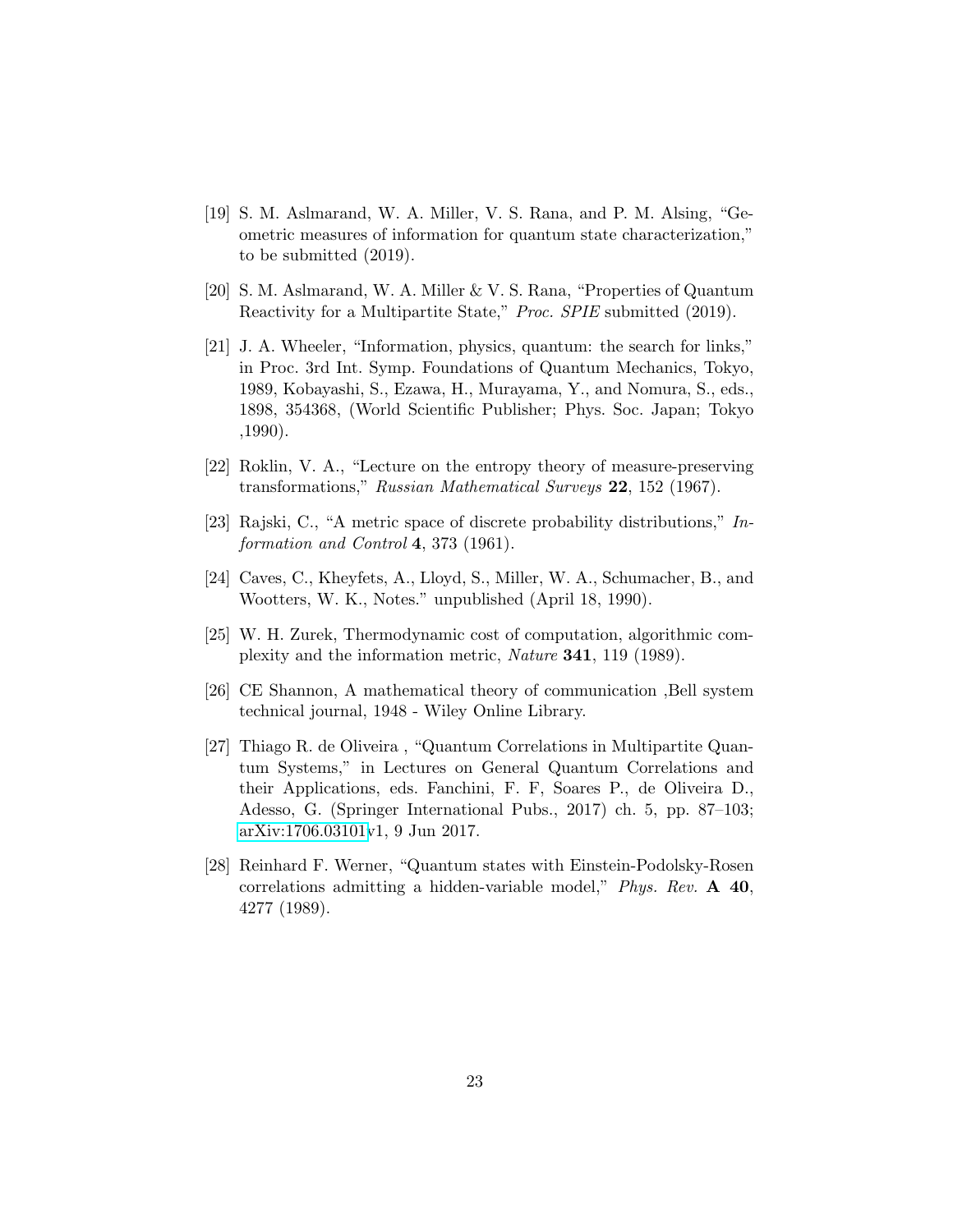[19] S. M. Aslmarand, W. A. Miller, V. S. Rana, and P. M. Alsing, "Geometric measures of information for quantum state characterization," to be submitted (2019).

[20] S. M. Aslmarand, W. A. Miller & V. S. Rana, "Properties of Quantum Reactivity for a Multipartite State," *Proc. SPIE* submitted (2019).

[21] J. A. Wheeler, "Information, physics, quantum: the search for links," in Proc. 3rd Int. Symp. Foundations of Quantum Mechanics, Tokyo, 1989, Kobayashi, S., Ezawa, H., Murayama, Y., and Nomura, S., eds., 1898, 354368, (World Scientific Publisher; Phys. Soc. Japan; Tokyo ,1990).

[22] Roklin, V. A., "Lecture on the entropy theory of measure-preserving transformations," *Russian Mathematical Surveys* **22**, 152 (1967).

[23] Rajski, C., "A metric space of discrete probability distributions," *Information and Control* **4**, 373 (1961).

[24] Caves, C., Kheyfets, A., Lloyd, S., Miller, W. A., Schumacher, B., and Wootters, W. K., Notes." unpublished (April 18, 1990).

[25] W. H. Zurek, Thermodynamic cost of computation, algorithmic complexity and the information metric, *Nature* **341**, 119 (1989).

[26] CE Shannon, A mathematical theory of communication ,Bell system technical journal, 1948 - Wiley Online Library.

[27] Thiago R. de Oliveira , "Quantum Correlations in Multipartite Quantum Systems," in Lectures on General Quantum Correlations and their Applications, eds. Fanchini, F. F, Soares P., de Oliveira D., Adesso, G. (Springer International Pubs., 2017) ch. 5, pp. 87–103; arXiv:1706.03101v1, 9 Jun 2017.

[28] Reinhard F. Werner, "Quantum states with Einstein-Podolsky-Rosen correlations admitting a hidden-variable model," *Phys. Rev.* **A 40**, 4277 (1989).